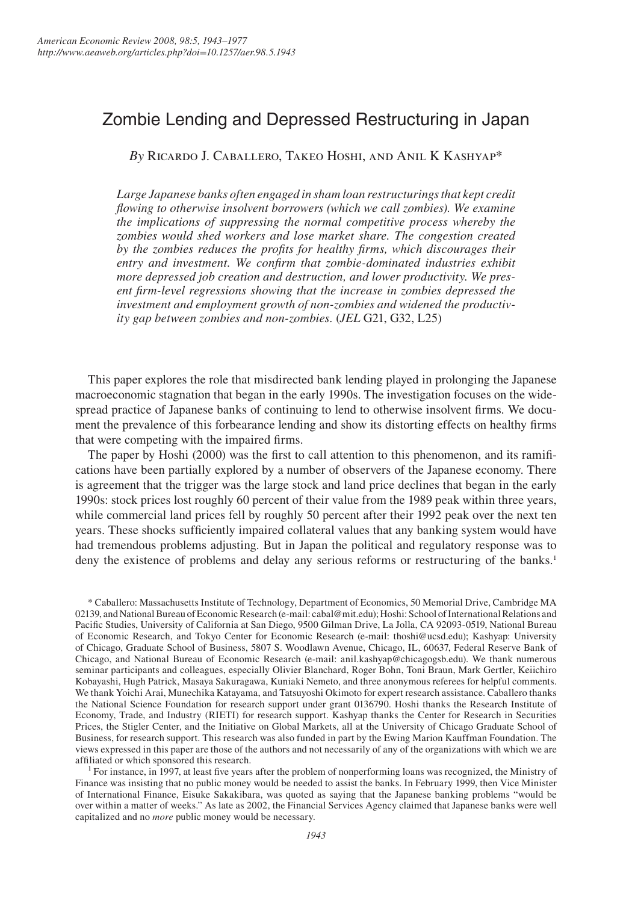# Zombie Lending and Depressed Restructuring in Japan

*By* Ricardo J. Caballero, Takeo Hoshi, and Anil K Kashyap*

*Large Japanese banks often engaged in sham loan restructurings that kept credit flowing to otherwise insolvent borrowers (which we call zombies). We examine the implications of suppressing the normal competitive process whereby the zombies would shed workers and lose market share. The congestion created by the zombies reduces the profits for healthy firms, which discourages their entry and investment. We confirm that zombie-dominated industries exhibit more depressed job creation and destruction, and lower productivity. We present firm-level regressions showing that the increase in zombies depressed the investment and employment growth of non-zombies and widened the productivity gap between zombies and non-zombies.* (*JEL* G21, G32, L25)

This paper explores the role that misdirected bank lending played in prolonging the Japanese macroeconomic stagnation that began in the early 1990s. The investigation focuses on the widespread practice of Japanese banks of continuing to lend to otherwise insolvent firms. We document the prevalence of this forbearance lending and show its distorting effects on healthy firms that were competing with the impaired firms.

The paper by Hoshi (2000) was the first to call attention to this phenomenon, and its ramifications have been partially explored by a number of observers of the Japanese economy. There is agreement that the trigger was the large stock and land price declines that began in the early 1990s: stock prices lost roughly 60 percent of their value from the 1989 peak within three years, while commercial land prices fell by roughly 50 percent after their 1992 peak over the next ten years. These shocks sufficiently impaired collateral values that any banking system would have had tremendous problems adjusting. But in Japan the political and regulatory response was to deny the existence of problems and delay any serious reforms or restructuring of the banks.[1]

\* Caballero: Massachusetts Institute of Technology, Department of Economics, 50 Memorial Drive, Cambridge MA 02139, and National Bureau of Economic Research (e-mail: cabal@mit.edu); Hoshi: School of International Relations and Pacific Studies, University of California at San Diego, 9500 Gilman Drive, La Jolla, CA 92093-0519, National Bureau of Economic Research, and Tokyo Center for Economic Research (e-mail: thoshi@ucsd.edu); Kashyap: University of Chicago, Graduate School of Business, 5807 S. Woodlawn Avenue, Chicago, IL, 60637, Federal Reserve Bank of Chicago, and National Bureau of Economic Research (e-mail: anil.kashyap@chicagogsb.edu). We thank numerous seminar participants and colleagues, especially Olivier Blanchard, Roger Bohn, Toni Braun, Mark Gertler, Keiichiro Kobayashi, Hugh Patrick, Masaya Sakuragawa, Kuniaki Nemeto, and three anonymous referees for helpful comments. We thank Yoichi Arai, Munechika Katayama, and Tatsuyoshi Okimoto for expert research assistance. Caballero thanks the National Science Foundation for research support under grant 0136790. Hoshi thanks the Research Institute of Economy, Trade, and Industry (RIETI) for research support. Kashyap thanks the Center for Research in Securities Prices, the Stigler Center, and the Initiative on Global Markets, all at the University of Chicago Graduate School of Business, for research support. This research was also funded in part by the Ewing Marion Kauffman Foundation. The views expressed in this paper are those of the authors and not necessarily of any of the organizations with which we are affiliated or which sponsored this research.

[1] For instance, in 1997, at least five years after the problem of nonperforming loans was recognized, the Ministry of Finance was insisting that no public money would be needed to assist the banks. In February 1999, then Vice Minister of International Finance, Eisuke Sakakibara, was quoted as saying that the Japanese banking problems "would be over within a matter of weeks." As late as 2002, the Financial Services Agency claimed that Japanese banks were well capitalized and no *more* public money would be necessary.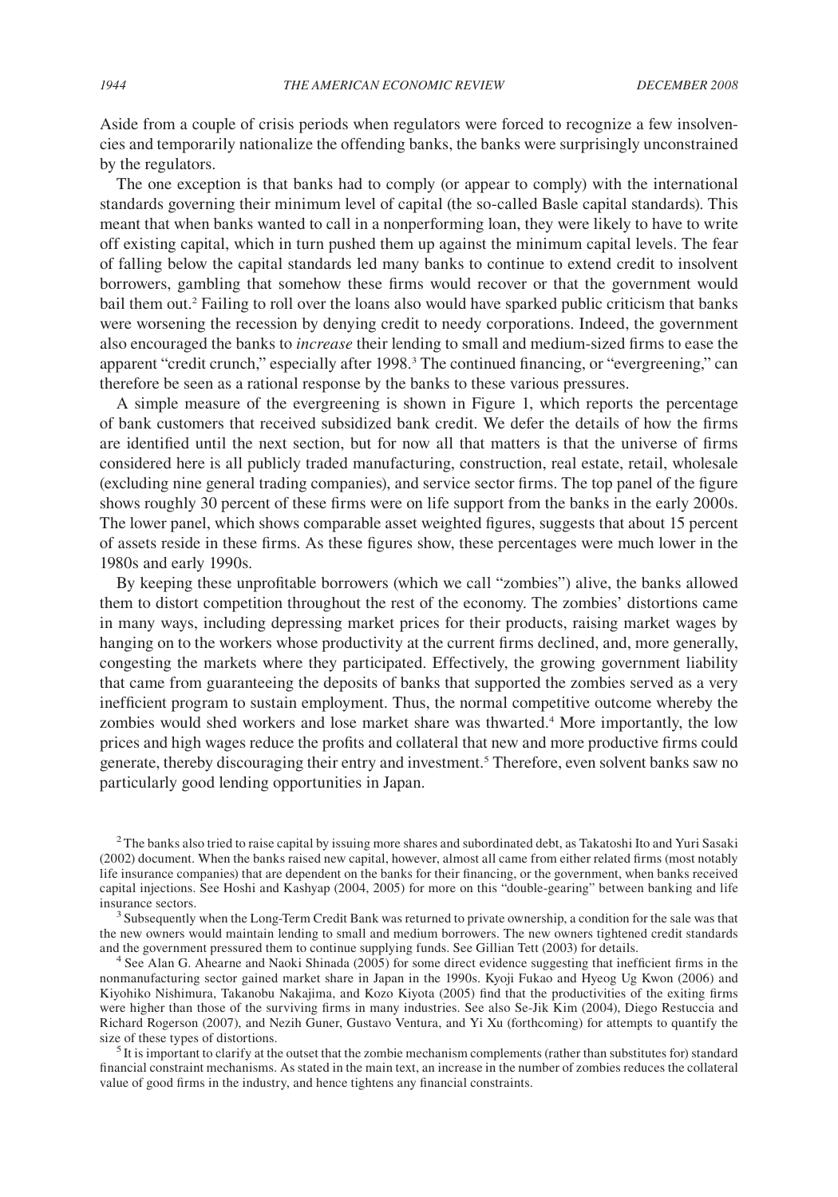Aside from a couple of crisis periods when regulators were forced to recognize a few insolvencies and temporarily nationalize the offending banks, the banks were surprisingly unconstrained by the regulators.

The one exception is that banks had to comply (or appear to comply) with the international standards governing their minimum level of capital (the so-called Basle capital standards). This meant that when banks wanted to call in a nonperforming loan, they were likely to have to write off existing capital, which in turn pushed them up against the minimum capital levels. The fear of falling below the capital standards led many banks to continue to extend credit to insolvent borrowers, gambling that somehow these firms would recover or that the government would bail them out.[2] Failing to roll over the loans also would have sparked public criticism that banks were worsening the recession by denying credit to needy corporations. Indeed, the government also encouraged the banks to *increase* their lending to small and medium-sized firms to ease the apparent "credit crunch," especially after 1998.[3] The continued financing, or "evergreening," can therefore be seen as a rational response by the banks to these various pressures.

A simple measure of the evergreening is shown in Figure 1, which reports the percentage of bank customers that received subsidized bank credit. We defer the details of how the firms are identified until the next section, but for now all that matters is that the universe of firms considered here is all publicly traded manufacturing, construction, real estate, retail, wholesale (excluding nine general trading companies), and service sector firms. The top panel of the figure shows roughly 30 percent of these firms were on life support from the banks in the early 2000s. The lower panel, which shows comparable asset weighted figures, suggests that about 15 percent of assets reside in these firms. As these figures show, these percentages were much lower in the 1980s and early 1990s.

By keeping these unprofitable borrowers (which we call "zombies") alive, the banks allowed them to distort competition throughout the rest of the economy. The zombies' distortions came in many ways, including depressing market prices for their products, raising market wages by hanging on to the workers whose productivity at the current firms declined, and, more generally, congesting the markets where they participated. Effectively, the growing government liability that came from guaranteeing the deposits of banks that supported the zombies served as a very inefficient program to sustain employment. Thus, the normal competitive outcome whereby the zombies would shed workers and lose market share was thwarted.[4] More importantly, the low prices and high wages reduce the profits and collateral that new and more productive firms could generate, thereby discouraging their entry and investment.[5] Therefore, even solvent banks saw no particularly good lending opportunities in Japan.

[2] The banks also tried to raise capital by issuing more shares and subordinated debt, as Takatoshi Ito and Yuri Sasaki (2002) document. When the banks raised new capital, however, almost all came from either related firms (most notably life insurance companies) that are dependent on the banks for their financing, or the government, when banks received capital injections. See Hoshi and Kashyap (2004, 2005) for more on this "double-gearing" between banking and life insurance sectors.

[3] Subsequently when the Long-Term Credit Bank was returned to private ownership, a condition for the sale was that the new owners would maintain lending to small and medium borrowers. The new owners tightened credit standards and the government pressured them to continue supplying funds. See Gillian Tett (2003) for details.

[4] See Alan G. Ahearne and Naoki Shinada (2005) for some direct evidence suggesting that inefficient firms in the nonmanufacturing sector gained market share in Japan in the 1990s. Kyoji Fukao and Hyeog Ug Kwon (2006) and Kiyohiko Nishimura, Takanobu Nakajima, and Kozo Kiyota (2005) find that the productivities of the exiting firms were higher than those of the surviving firms in many industries. See also Se-Jik Kim (2004), Diego Restuccia and Richard Rogerson (2007), and Nezih Guner, Gustavo Ventura, and Yi Xu (forthcoming) for attempts to quantify the size of these types of distortions.

[5] It is important to clarify at the outset that the zombie mechanism complements (rather than substitutes for) standard financial constraint mechanisms. As stated in the main text, an increase in the number of zombies reduces the collateral value of good firms in the industry, and hence tightens any financial constraints.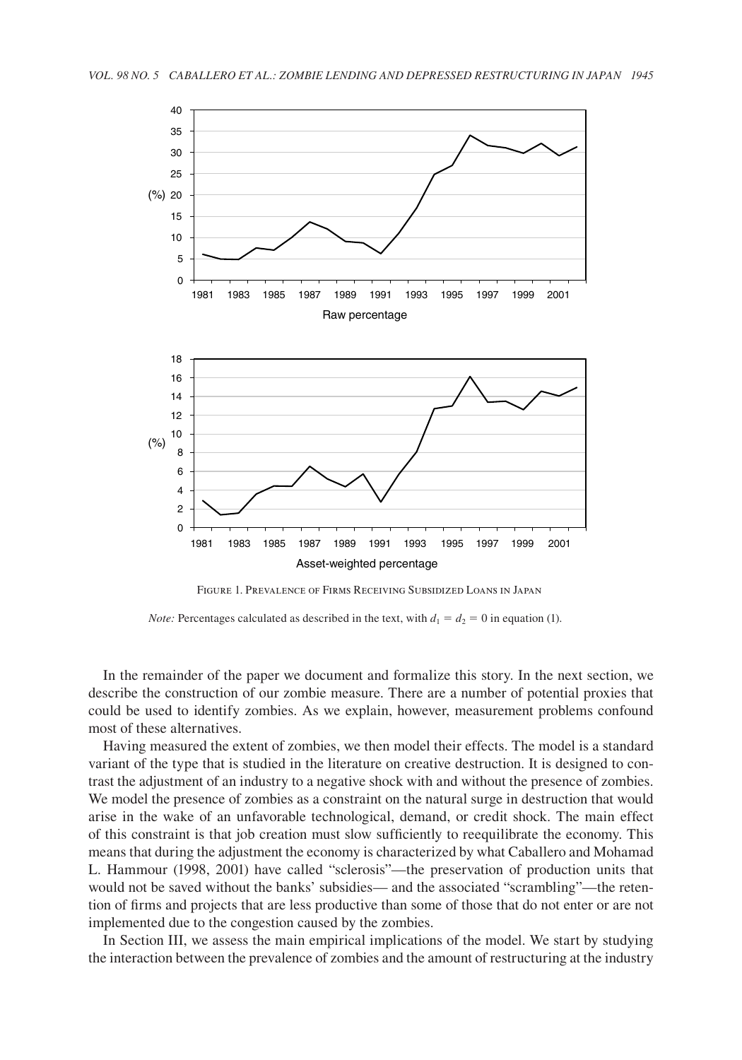Figure 1. Prevalence of Firms Receiving Subsidized Loans in Japan

*Note:* Percentages calculated as described in the text, with $d_1 = d_2 = 0$ in equation (1).

In the remainder of the paper we document and formalize this story. In the next section, we describe the construction of our zombie measure. There are a number of potential proxies that could be used to identify zombies. As we explain, however, measurement problems confound most of these alternatives.

Having measured the extent of zombies, we then model their effects. The model is a standard variant of the type that is studied in the literature on creative destruction. It is designed to contrast the adjustment of an industry to a negative shock with and without the presence of zombies. We model the presence of zombies as a constraint on the natural surge in destruction that would arise in the wake of an unfavorable technological, demand, or credit shock. The main effect of this constraint is that job creation must slow sufficiently to reequilibrate the economy. This means that during the adjustment the economy is characterized by what Caballero and Mohamad L. Hammour (1998, 2001) have called "sclerosis"—the preservation of production units that would not be saved without the banks' subsidies— and the associated "scrambling"—the retention of firms and projects that are less productive than some of those that do not enter or are not implemented due to the congestion caused by the zombies.

In Section III, we assess the main empirical implications of the model. We start by studying the interaction between the prevalence of zombies and the amount of restructuring at the industry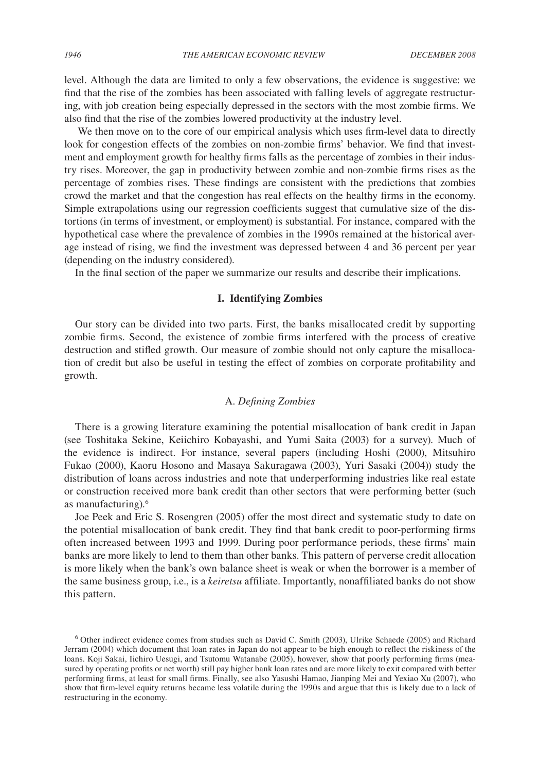level. Although the data are limited to only a few observations, the evidence is suggestive: we find that the rise of the zombies has been associated with falling levels of aggregate restructuring, with job creation being especially depressed in the sectors with the most zombie firms. We also find that the rise of the zombies lowered productivity at the industry level.

We then move on to the core of our empirical analysis which uses firm-level data to directly look for congestion effects of the zombies on non-zombie firms' behavior. We find that investment and employment growth for healthy firms falls as the percentage of zombies in their industry rises. Moreover, the gap in productivity between zombie and non-zombie firms rises as the percentage of zombies rises. These findings are consistent with the predictions that zombies crowd the market and that the congestion has real effects on the healthy firms in the economy. Simple extrapolations using our regression coefficients suggest that cumulative size of the distortions (in terms of investment, or employment) is substantial. For instance, compared with the hypothetical case where the prevalence of zombies in the 1990s remained at the historical average instead of rising, we find the investment was depressed between 4 and 36 percent per year (depending on the industry considered).

In the final section of the paper we summarize our results and describe their implications.

## I. Identifying Zombies

Our story can be divided into two parts. First, the banks misallocated credit by supporting zombie firms. Second, the existence of zombie firms interfered with the process of creative destruction and stifled growth. Our measure of zombie should not only capture the misallocation of credit but also be useful in testing the effect of zombies on corporate profitability and growth.

### A. *Defining Zombies*

There is a growing literature examining the potential misallocation of bank credit in Japan (see Toshitaka Sekine, Keiichiro Kobayashi, and Yumi Saita (2003) for a survey). Much of the evidence is indirect. For instance, several papers (including Hoshi (2000), Mitsuhiro Fukao (2000), Kaoru Hosono and Masaya Sakuragawa (2003), Yuri Sasaki (2004)) study the distribution of loans across industries and note that underperforming industries like real estate or construction received more bank credit than other sectors that were performing better (such as manufacturing).[6]

Joe Peek and Eric S. Rosengren (2005) offer the most direct and systematic study to date on the potential misallocation of bank credit. They find that bank credit to poor-performing firms often increased between 1993 and 1999. During poor performance periods, these firms' main banks are more likely to lend to them than other banks. This pattern of perverse credit allocation is more likely when the bank's own balance sheet is weak or when the borrower is a member of the same business group, i.e., is a *keiretsu* affiliate. Importantly, nonaffiliated banks do not show this pattern.

[6] Other indirect evidence comes from studies such as David C. Smith (2003), Ulrike Schaede (2005) and Richard Jerram (2004) which document that loan rates in Japan do not appear to be high enough to reflect the riskiness of the loans. Koji Sakai, Iichiro Uesugi, and Tsutomu Watanabe (2005), however, show that poorly performing firms (measured by operating profits or net worth) still pay higher bank loan rates and are more likely to exit compared with better performing firms, at least for small firms. Finally, see also Yasushi Hamao, Jianping Mei and Yexiao Xu (2007), who show that firm-level equity returns became less volatile during the 1990s and argue that this is likely due to a lack of restructuring in the economy.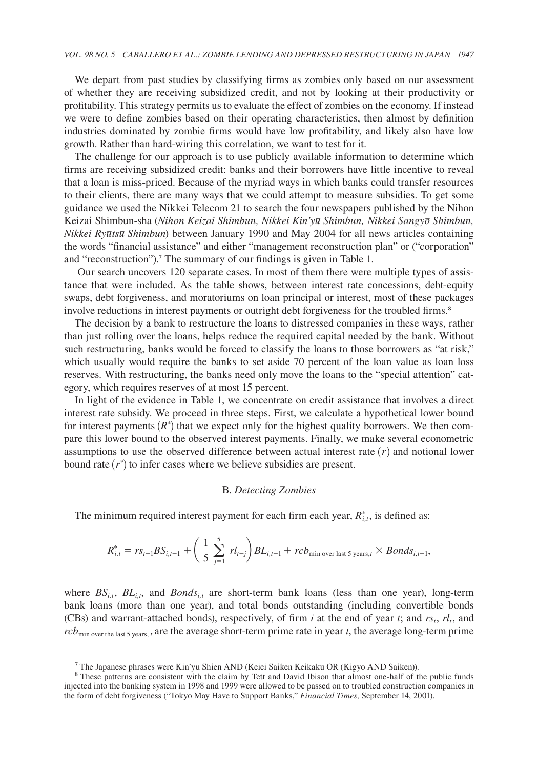We depart from past studies by classifying firms as zombies only based on our assessment of whether they are receiving subsidized credit, and not by looking at their productivity or profitability. This strategy permits us to evaluate the effect of zombies on the economy. If instead we were to define zombies based on their operating characteristics, then almost by definition industries dominated by zombie firms would have low profitability, and likely also have low growth. Rather than hard-wiring this correlation, we want to test for it.

The challenge for our approach is to use publicly available information to determine which firms are receiving subsidized credit: banks and their borrowers have little incentive to reveal that a loan is miss-priced. Because of the myriad ways in which banks could transfer resources to their clients, there are many ways that we could attempt to measure subsidies. To get some guidance we used the Nikkei Telecom 21 to search the four newspapers published by the Nihon Keizai Shimbun-sha (*Nihon Keizai Shimbun, Nikkei Kin'yū Shimbun, Nikkei Sangyō Shimbun, Nikkei Ryūtsū Shimbun*) between January 1990 and May 2004 for all news articles containing the words "financial assistance" and either "management reconstruction plan" or ("corporation" and "reconstruction").[7] The summary of our findings is given in Table 1.

Our search uncovers 120 separate cases. In most of them there were multiple types of assistance that were included. As the table shows, between interest rate concessions, debt-equity swaps, debt forgiveness, and moratoriums on loan principal or interest, most of these packages involve reductions in interest payments or outright debt forgiveness for the troubled firms.[8]

The decision by a bank to restructure the loans to distressed companies in these ways, rather than just rolling over the loans, helps reduce the required capital needed by the bank. Without such restructuring, banks would be forced to classify the loans to those borrowers as "at risk," which usually would require the banks to set aside 70 percent of the loan value as loan loss reserves. With restructuring, the banks need only move the loans to the "special attention" category, which requires reserves of at most 15 percent.

In light of the evidence in Table 1, we concentrate on credit assistance that involves a direct interest rate subsidy. We proceed in three steps. First, we calculate a hypothetical lower bound for interest payments $(R^*)$ that we expect only for the highest quality borrowers. We then compare this lower bound to the observed interest payments. Finally, we make several econometric assumptions to use the observed difference between actual interest rate $(r)$ and notional lower bound rate $(r^*)$ to infer cases where we believe subsidies are present.

### B. *Detecting Zombies*

The minimum required interest payment for each firm each year, $R^*_{i,t}$, is defined as:

$$R^*_{i,t} = rs_{t-1}BS_{i,t-1} + \left(\frac{1}{5}\sum_{j=1}^{5} rl_{t-j}\right)BL_{i,t-1} + rcb_{\text{min over last 5 years},t} \times Bonds_{i,t-1},$$

where $BS_{i,t}$, $BL_{i,t}$, and $Bonds_{i,t}$ are short-term bank loans (less than one year), long-term bank loans (more than one year), and total bonds outstanding (including convertible bonds (CBs) and warrant-attached bonds), respectively, of firm $i$ at the end of year $t$; and $rs_t$, $rl_t$, and $rcb_{\text{min over the last 5 years},\,t}$ are the average short-term prime rate in year $t$, the average long-term prime

[7] The Japanese phrases were Kin'yu Shien AND (Keiei Saiken Keikaku OR (Kigyo AND Saiken)).

[8] These patterns are consistent with the claim by Tett and David Ibison that almost one-half of the public funds injected into the banking system in 1998 and 1999 were allowed to be passed on to troubled construction companies in the form of debt forgiveness ("Tokyo May Have to Support Banks," *Financial Times,* September 14, 2001).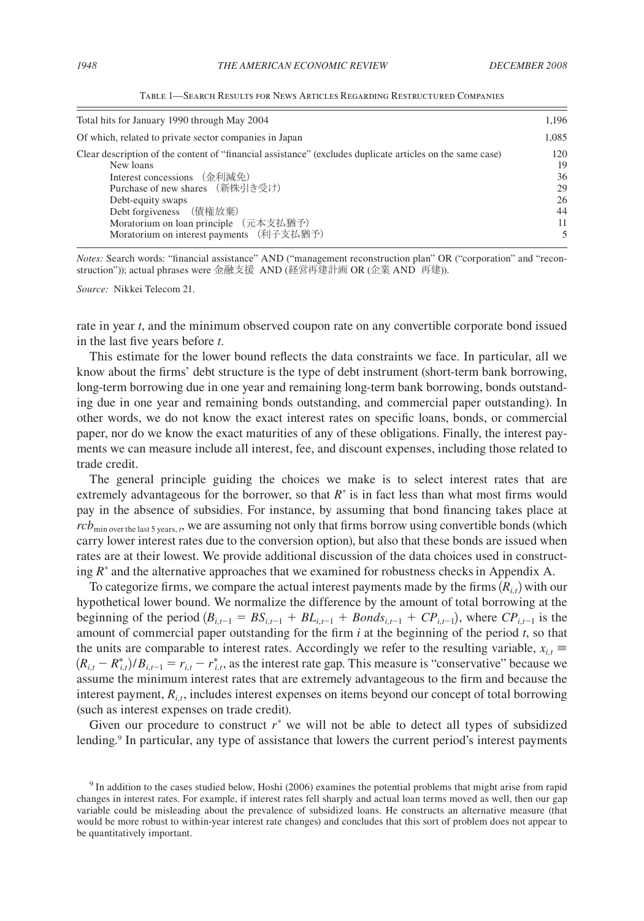Table 1—Search Results for News Articles Regarding Restructured Companies

| | |
|---|---|
| Total hits for January 1990 through May 2004 | 1,196 |
| Of which, related to private sector companies in Japan | 1,085 |
| Clear description of the content of "financial assistance" (excludes duplicate articles on the same case) | 120 |
| New loans | 19 |
| Interest concessions （金利減免） | 36 |
| Purchase of new shares （新株引き受け） | 29 |
| Debt-equity swaps | 26 |
| Debt forgiveness （債権放棄） | 44 |
| Moratorium on loan principle （元本支払猶予） | 11 |
| Moratorium on interest payments （利子支払猶予） | 5 |

*Notes:* Search words: "financial assistance" AND ("management reconstruction plan" OR ("corporation" and "reconstruction")); actual phrases were 金融支援 AND (経営再建計画 OR (企業 AND 再建)).

*Source:* Nikkei Telecom 21.

rate in year $t$, and the minimum observed coupon rate on any convertible corporate bond issued in the last five years before $t$.

This estimate for the lower bound reflects the data constraints we face. In particular, all we know about the firms' debt structure is the type of debt instrument (short-term bank borrowing, long-term borrowing due in one year and remaining long-term bank borrowing, bonds outstanding due in one year and remaining bonds outstanding, and commercial paper outstanding). In other words, we do not know the exact interest rates on specific loans, bonds, or commercial paper, nor do we know the exact maturities of any of these obligations. Finally, the interest payments we can measure include all interest, fee, and discount expenses, including those related to trade credit.

The general principle guiding the choices we make is to select interest rates that are extremely advantageous for the borrower, so that $R^*$ is in fact less than what most firms would pay in the absence of subsidies. For instance, by assuming that bond financing takes place at $rcb_{\text{min over the last 5 years}, t}$, we are assuming not only that firms borrow using convertible bonds (which carry lower interest rates due to the conversion option), but also that these bonds are issued when rates are at their lowest. We provide additional discussion of the data choices used in constructing $R^*$ and the alternative approaches that we examined for robustness checks in Appendix A.

To categorize firms, we compare the actual interest payments made by the firms $(R_{i,t})$ with our hypothetical lower bound. We normalize the difference by the amount of total borrowing at the beginning of the period $(B_{i,t-1} = BS_{i,t-1} + BL_{i,t-1} + Bonds_{i,t-1} + CP_{i,t-1})$, where $CP_{i,t-1}$ is the amount of commercial paper outstanding for the firm $i$ at the beginning of the period $t$, so that the units are comparable to interest rates. Accordingly we refer to the resulting variable, $x_{i,t} \equiv (R_{i,t} - R^*_{i,t})/B_{i,t-1} = r_{i,t} - r^*_{i,t}$, as the interest rate gap. This measure is "conservative" because we assume the minimum interest rates that are extremely advantageous to the firm and because the interest payment, $R_{i,t}$, includes interest expenses on items beyond our concept of total borrowing (such as interest expenses on trade credit).

Given our procedure to construct $r^*$ we will not be able to detect all types of subsidized lending.[9] In particular, any type of assistance that lowers the current period's interest payments

[9] In addition to the cases studied below, Hoshi (2006) examines the potential problems that might arise from rapid changes in interest rates. For example, if interest rates fell sharply and actual loan terms moved as well, then our gap variable could be misleading about the prevalence of subsidized loans. He constructs an alternative measure (that would be more robust to within-year interest rate changes) and concludes that this sort of problem does not appear to be quantitatively important.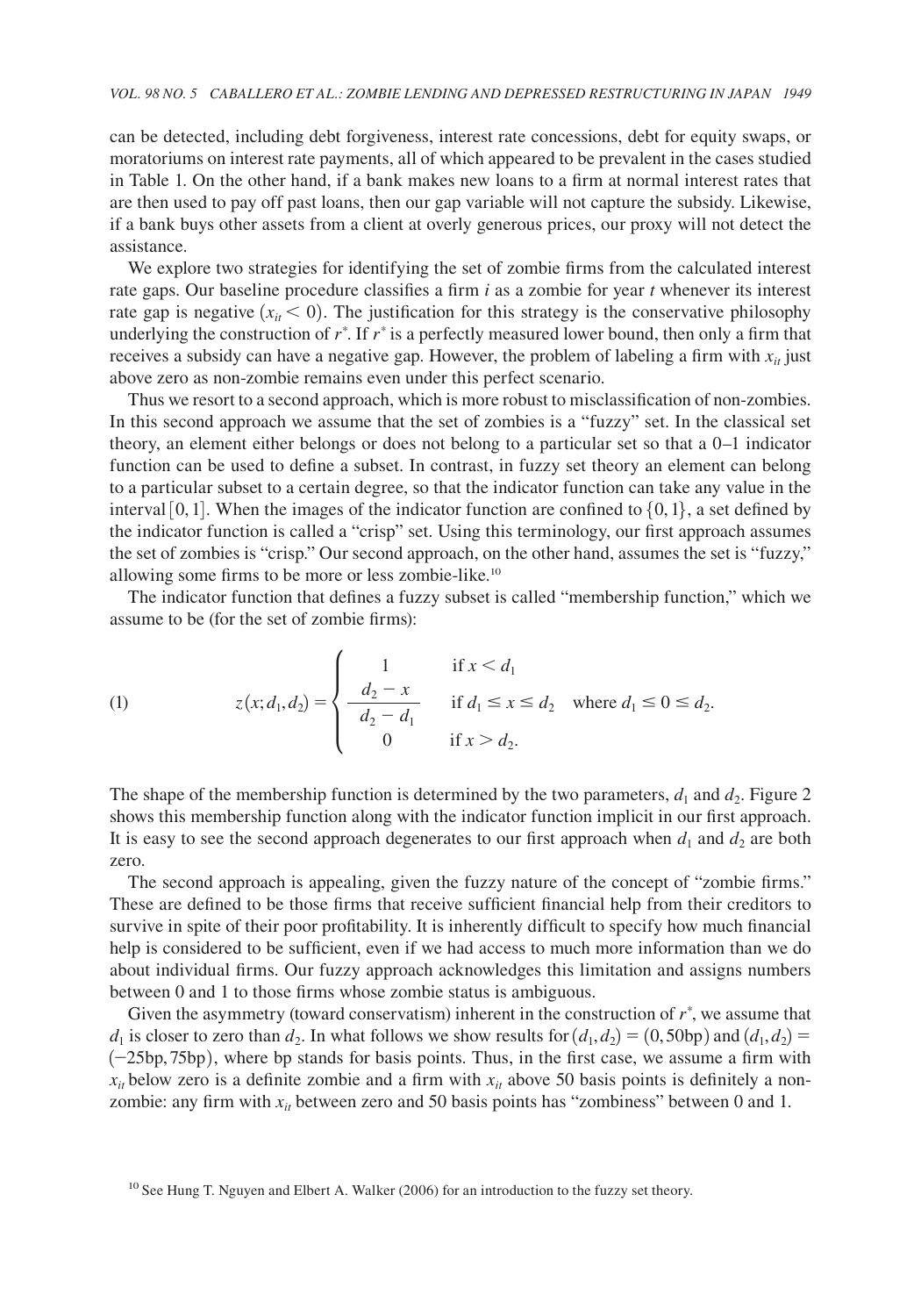can be detected, including debt forgiveness, interest rate concessions, debt for equity swaps, or moratoriums on interest rate payments, all of which appeared to be prevalent in the cases studied in Table 1. On the other hand, if a bank makes new loans to a firm at normal interest rates that are then used to pay off past loans, then our gap variable will not capture the subsidy. Likewise, if a bank buys other assets from a client at overly generous prices, our proxy will not detect the assistance.

We explore two strategies for identifying the set of zombie firms from the calculated interest rate gaps. Our baseline procedure classifies a firm $i$ as a zombie for year $t$ whenever its interest rate gap is negative ($x_{it} < 0$). The justification for this strategy is the conservative philosophy underlying the construction of $r^*$. If $r^*$ is a perfectly measured lower bound, then only a firm that receives a subsidy can have a negative gap. However, the problem of labeling a firm with $x_{it}$ just above zero as non-zombie remains even under this perfect scenario.

Thus we resort to a second approach, which is more robust to misclassification of non-zombies. In this second approach we assume that the set of zombies is a "fuzzy" set. In the classical set theory, an element either belongs or does not belong to a particular set so that a 0–1 indicator function can be used to define a subset. In contrast, in fuzzy set theory an element can belong to a particular subset to a certain degree, so that the indicator function can take any value in the interval $[0, 1]$. When the images of the indicator function are confined to $\{0, 1\}$, a set defined by the indicator function is called a "crisp" set. Using this terminology, our first approach assumes the set of zombies is "crisp." Our second approach, on the other hand, assumes the set is "fuzzy," allowing some firms to be more or less zombie-like.[10]

The indicator function that defines a fuzzy subset is called "membership function," which we assume to be (for the set of zombie firms):

$$z(x; d_1, d_2) = \begin{cases} 1 & \text{if } x < d_1 \\ \dfrac{d_2 - x}{d_2 - d_1} & \text{if } d_1 \leq x \leq d_2 \\ 0 & \text{if } x > d_2. \end{cases} \quad \text{where } d_1 \leq 0 \leq d_2. \tag{1}$$

The shape of the membership function is determined by the two parameters, $d_1$ and $d_2$. Figure 2 shows this membership function along with the indicator function implicit in our first approach. It is easy to see the second approach degenerates to our first approach when $d_1$ and $d_2$ are both zero.

The second approach is appealing, given the fuzzy nature of the concept of "zombie firms." These are defined to be those firms that receive sufficient financial help from their creditors to survive in spite of their poor profitability. It is inherently difficult to specify how much financial help is considered to be sufficient, even if we had access to much more information than we do about individual firms. Our fuzzy approach acknowledges this limitation and assigns numbers between 0 and 1 to those firms whose zombie status is ambiguous.

Given the asymmetry (toward conservatism) inherent in the construction of $r^*$, we assume that $d_1$ is closer to zero than $d_2$. In what follows we show results for $(d_1, d_2) = (0, 50\text{bp})$ and $(d_1, d_2) = (-25\text{bp}, 75\text{bp})$, where bp stands for basis points. Thus, in the first case, we assume a firm with $x_{it}$ below zero is a definite zombie and a firm with $x_{it}$ above 50 basis points is definitely a non-zombie: any firm with $x_{it}$ between zero and 50 basis points has "zombiness" between 0 and 1.

[10] See Hung T. Nguyen and Elbert A. Walker (2006) for an introduction to the fuzzy set theory.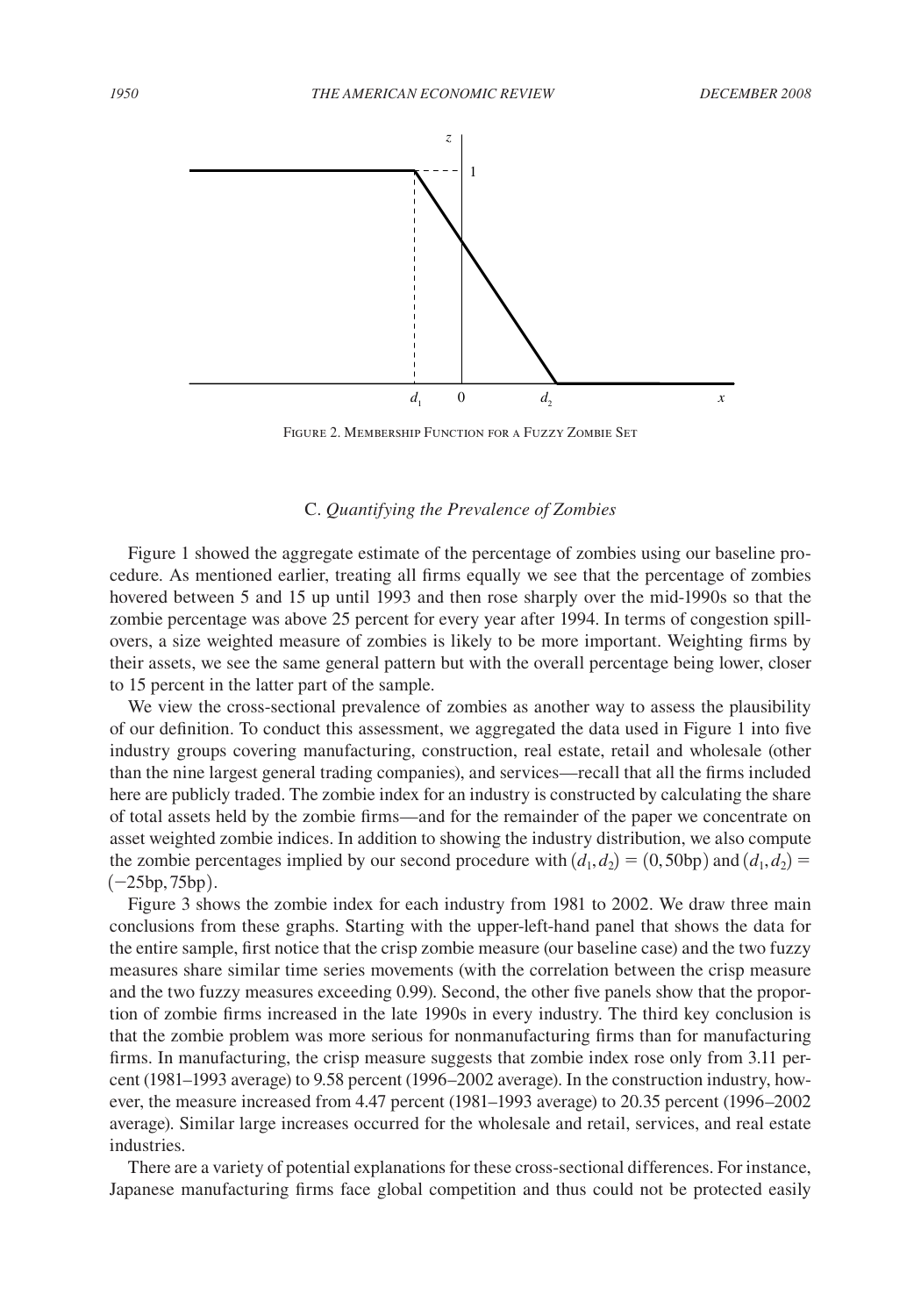FIGURE 2. MEMBERSHIP FUNCTION FOR A FUZZY ZOMBIE SET

### C. *Quantifying the Prevalence of Zombies*

Figure 1 showed the aggregate estimate of the percentage of zombies using our baseline procedure. As mentioned earlier, treating all firms equally we see that the percentage of zombies hovered between 5 and 15 up until 1993 and then rose sharply over the mid-1990s so that the zombie percentage was above 25 percent for every year after 1994. In terms of congestion spillovers, a size weighted measure of zombies is likely to be more important. Weighting firms by their assets, we see the same general pattern but with the overall percentage being lower, closer to 15 percent in the latter part of the sample.

We view the cross-sectional prevalence of zombies as another way to assess the plausibility of our definition. To conduct this assessment, we aggregated the data used in Figure 1 into five industry groups covering manufacturing, construction, real estate, retail and wholesale (other than the nine largest general trading companies), and services—recall that all the firms included here are publicly traded. The zombie index for an industry is constructed by calculating the share of total assets held by the zombie firms—and for the remainder of the paper we concentrate on asset weighted zombie indices. In addition to showing the industry distribution, we also compute the zombie percentages implied by our second procedure with $(d_1, d_2) = (0, 50\text{bp})$ and $(d_1, d_2) = (-25\text{bp}, 75\text{bp})$.

Figure 3 shows the zombie index for each industry from 1981 to 2002. We draw three main conclusions from these graphs. Starting with the upper-left-hand panel that shows the data for the entire sample, first notice that the crisp zombie measure (our baseline case) and the two fuzzy measures share similar time series movements (with the correlation between the crisp measure and the two fuzzy measures exceeding 0.99). Second, the other five panels show that the proportion of zombie firms increased in the late 1990s in every industry. The third key conclusion is that the zombie problem was more serious for nonmanufacturing firms than for manufacturing firms. In manufacturing, the crisp measure suggests that zombie index rose only from 3.11 percent (1981–1993 average) to 9.58 percent (1996–2002 average). In the construction industry, however, the measure increased from 4.47 percent (1981–1993 average) to 20.35 percent (1996–2002 average). Similar large increases occurred for the wholesale and retail, services, and real estate industries.

There are a variety of potential explanations for these cross-sectional differences. For instance, Japanese manufacturing firms face global competition and thus could not be protected easily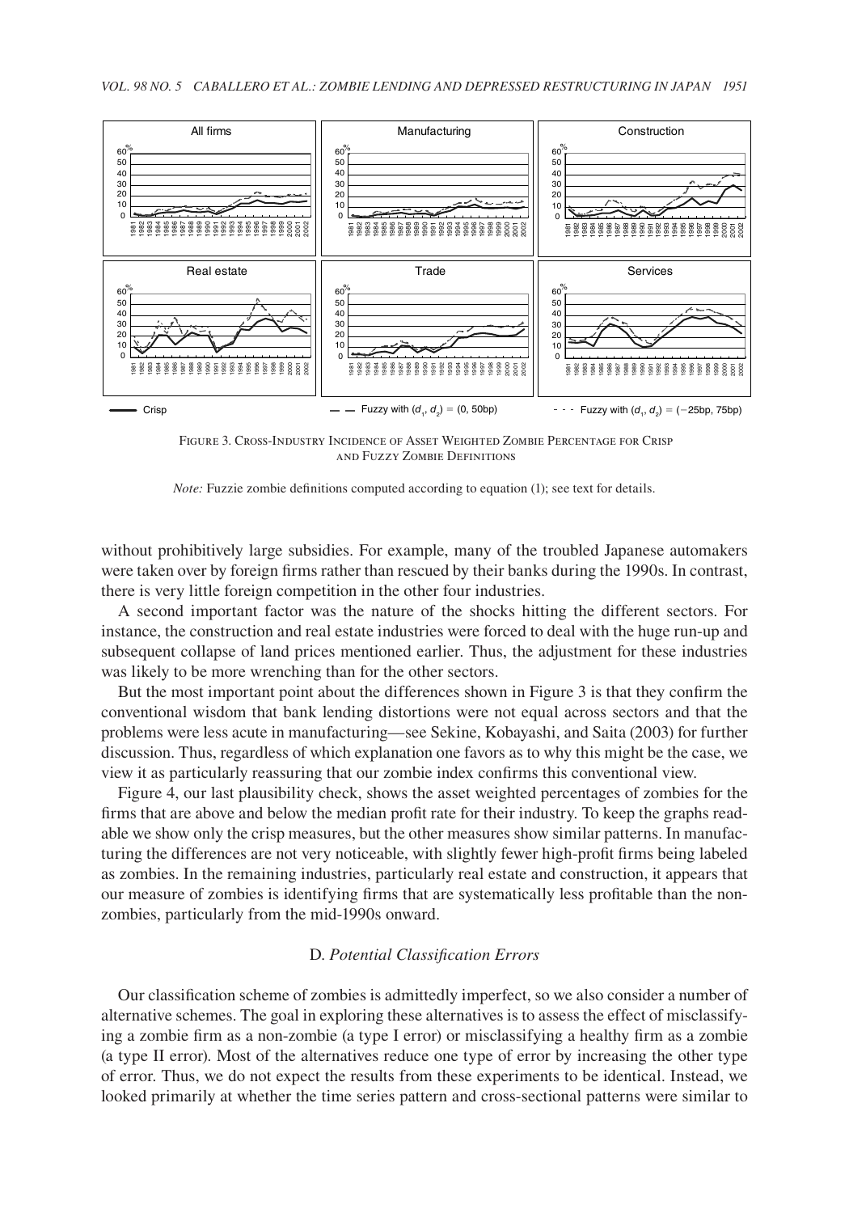FIGURE 3. CROSS-INDUSTRY INCIDENCE OF ASSET WEIGHTED ZOMBIE PERCENTAGE FOR CRISP AND FUZZY ZOMBIE DEFINITIONS

*Note:* Fuzzie zombie definitions computed according to equation (1); see text for details.

without prohibitively large subsidies. For example, many of the troubled Japanese automakers were taken over by foreign firms rather than rescued by their banks during the 1990s. In contrast, there is very little foreign competition in the other four industries.

A second important factor was the nature of the shocks hitting the different sectors. For instance, the construction and real estate industries were forced to deal with the huge run-up and subsequent collapse of land prices mentioned earlier. Thus, the adjustment for these industries was likely to be more wrenching than for the other sectors.

But the most important point about the differences shown in Figure 3 is that they confirm the conventional wisdom that bank lending distortions were not equal across sectors and that the problems were less acute in manufacturing—see Sekine, Kobayashi, and Saita (2003) for further discussion. Thus, regardless of which explanation one favors as to why this might be the case, we view it as particularly reassuring that our zombie index confirms this conventional view.

Figure 4, our last plausibility check, shows the asset weighted percentages of zombies for the firms that are above and below the median profit rate for their industry. To keep the graphs readable we show only the crisp measures, but the other measures show similar patterns. In manufacturing the differences are not very noticeable, with slightly fewer high-profit firms being labeled as zombies. In the remaining industries, particularly real estate and construction, it appears that our measure of zombies is identifying firms that are systematically less profitable than the nonzombies, particularly from the mid-1990s onward.

### D. *Potential Classification Errors*

Our classification scheme of zombies is admittedly imperfect, so we also consider a number of alternative schemes. The goal in exploring these alternatives is to assess the effect of misclassifying a zombie firm as a non-zombie (a type I error) or misclassifying a healthy firm as a zombie (a type II error). Most of the alternatives reduce one type of error by increasing the other type of error. Thus, we do not expect the results from these experiments to be identical. Instead, we looked primarily at whether the time series pattern and cross-sectional patterns were similar to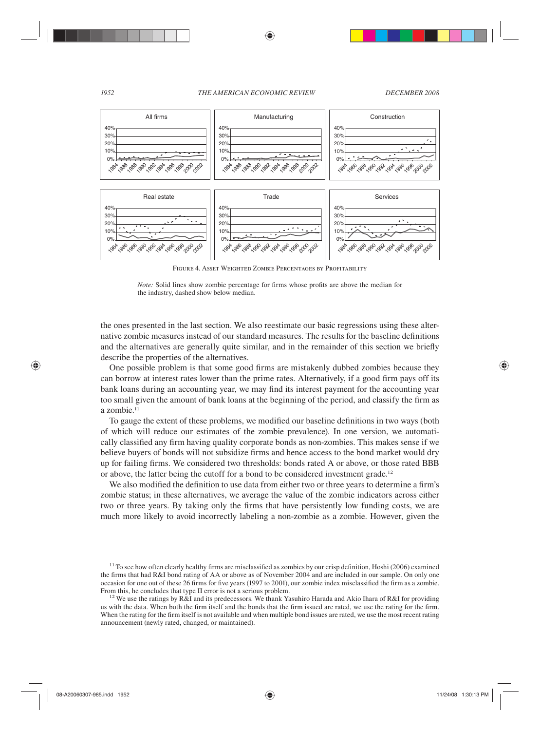All firms

40%
30%
20%
10%
0%

1984 1986 1988 1990 1992 1994 1996 1998 2000 2002

Manufacturing

40%
30%
20%
10%
0%

1984 1986 1988 1990 1992 1994 1996 1998 2000 2002

Construction

40%
30%
20%
10%
0%

1984 1986 1988 1990 1992 1994 1996 1998 2000 2002

Real estate

40%
30%
20%
10%
0%

1984 1986 1988 1990 1992 1994 1996 1998 2000 2002

Trade

40%
30%
20%
10%
0%

1984 1986 1988 1990 1992 1994 1996 1998 2000 2002

Services

40%
30%
20%
10%
0%

1984 1986 1988 1990 1992 1994 1996 1998 2000 2002

Figure 4. Asset Weighted Zombie Percentages by Profitability

*Note:* Solid lines show zombie percentage for firms whose profits are above the median for the industry, dashed show below median.

the ones presented in the last section. We also reestimate our basic regressions using these alternative zombie measures instead of our standard measures. The results for the baseline definitions and the alternatives are generally quite similar, and in the remainder of this section we briefly describe the properties of the alternatives.

One possible problem is that some good firms are mistakenly dubbed zombies because they can borrow at interest rates lower than the prime rates. Alternatively, if a good firm pays off its bank loans during an accounting year, we may find its interest payment for the accounting year too small given the amount of bank loans at the beginning of the period, and classify the firm as a zombie.[11]

To gauge the extent of these problems, we modified our baseline definitions in two ways (both of which will reduce our estimates of the zombie prevalence). In one version, we automatically classified any firm having quality corporate bonds as non-zombies. This makes sense if we believe buyers of bonds will not subsidize firms and hence access to the bond market would dry up for failing firms. We considered two thresholds: bonds rated A or above, or those rated BBB or above, the latter being the cutoff for a bond to be considered investment grade.[12]

We also modified the definition to use data from either two or three years to determine a firm's zombie status; in these alternatives, we average the value of the zombie indicators across either two or three years. By taking only the firms that have persistently low funding costs, we are much more likely to avoid incorrectly labeling a non-zombie as a zombie. However, given the

[11] To see how often clearly healthy firms are misclassified as zombies by our crisp definition, Hoshi (2006) examined the firms that had R&I bond rating of AA or above as of November 2004 and are included in our sample. On only one occasion for one out of these 26 firms for five years (1997 to 2001), our zombie index misclassified the firm as a zombie. From this, he concludes that type II error is not a serious problem.

[12] We use the ratings by R&I and its predecessors. We thank Yasuhiro Harada and Akio Ihara of R&I for providing us with the data. When both the firm itself and the bonds that the firm issued are rated, we use the rating for the firm. When the rating for the firm itself is not available and when multiple bond issues are rated, we use the most recent rating announcement (newly rated, changed, or maintained).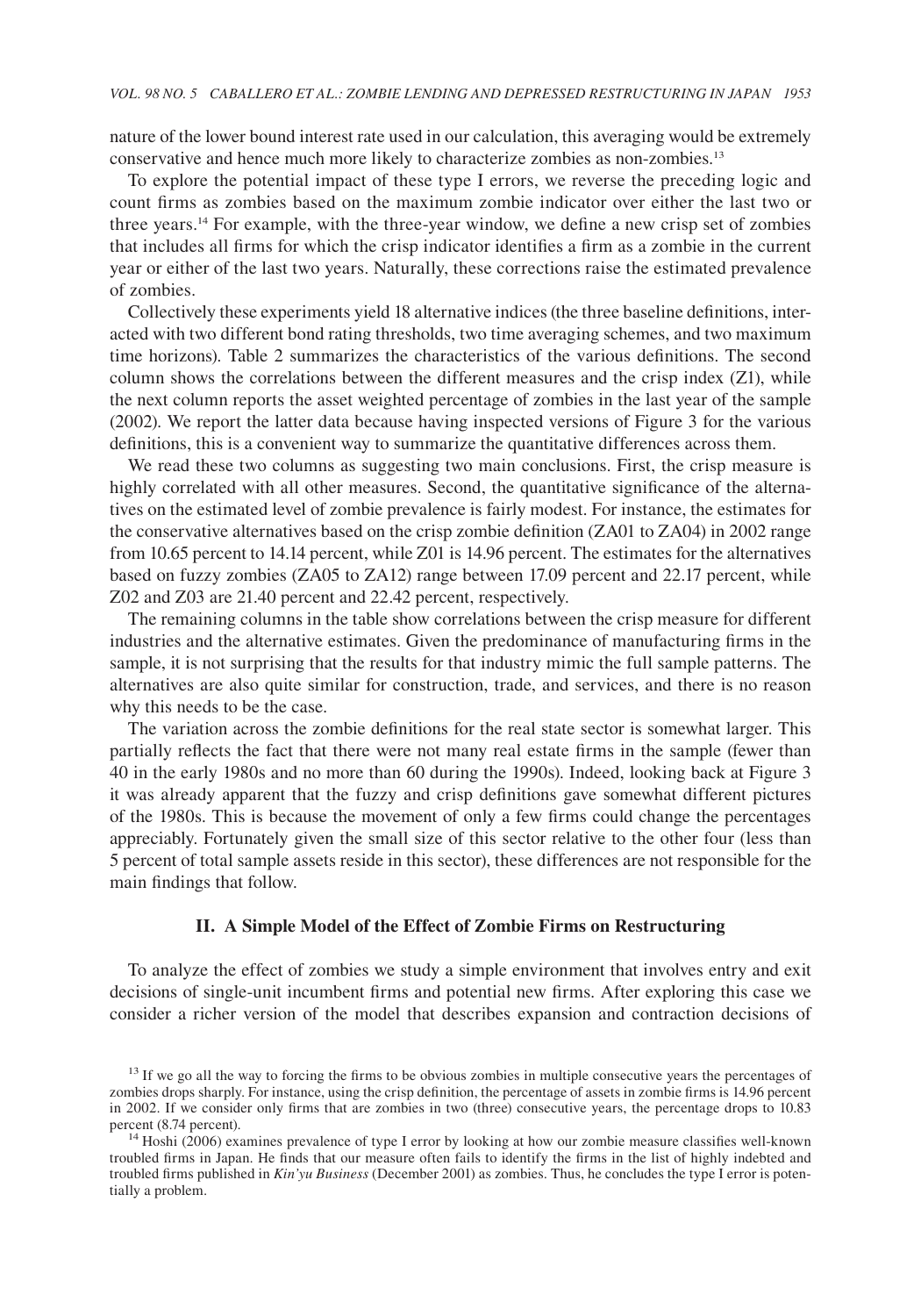nature of the lower bound interest rate used in our calculation, this averaging would be extremely conservative and hence much more likely to characterize zombies as non-zombies.[13]

To explore the potential impact of these type I errors, we reverse the preceding logic and count firms as zombies based on the maximum zombie indicator over either the last two or three years.[14] For example, with the three-year window, we define a new crisp set of zombies that includes all firms for which the crisp indicator identifies a firm as a zombie in the current year or either of the last two years. Naturally, these corrections raise the estimated prevalence of zombies.

Collectively these experiments yield 18 alternative indices (the three baseline definitions, interacted with two different bond rating thresholds, two time averaging schemes, and two maximum time horizons). Table 2 summarizes the characteristics of the various definitions. The second column shows the correlations between the different measures and the crisp index (Z1), while the next column reports the asset weighted percentage of zombies in the last year of the sample (2002). We report the latter data because having inspected versions of Figure 3 for the various definitions, this is a convenient way to summarize the quantitative differences across them.

We read these two columns as suggesting two main conclusions. First, the crisp measure is highly correlated with all other measures. Second, the quantitative significance of the alternatives on the estimated level of zombie prevalence is fairly modest. For instance, the estimates for the conservative alternatives based on the crisp zombie definition (ZA01 to ZA04) in 2002 range from 10.65 percent to 14.14 percent, while Z01 is 14.96 percent. The estimates for the alternatives based on fuzzy zombies (ZA05 to ZA12) range between 17.09 percent and 22.17 percent, while Z02 and Z03 are 21.40 percent and 22.42 percent, respectively.

The remaining columns in the table show correlations between the crisp measure for different industries and the alternative estimates. Given the predominance of manufacturing firms in the sample, it is not surprising that the results for that industry mimic the full sample patterns. The alternatives are also quite similar for construction, trade, and services, and there is no reason why this needs to be the case.

The variation across the zombie definitions for the real state sector is somewhat larger. This partially reflects the fact that there were not many real estate firms in the sample (fewer than 40 in the early 1980s and no more than 60 during the 1990s). Indeed, looking back at Figure 3 it was already apparent that the fuzzy and crisp definitions gave somewhat different pictures of the 1980s. This is because the movement of only a few firms could change the percentages appreciably. Fortunately given the small size of this sector relative to the other four (less than 5 percent of total sample assets reside in this sector), these differences are not responsible for the main findings that follow.

## II. A Simple Model of the Effect of Zombie Firms on Restructuring

To analyze the effect of zombies we study a simple environment that involves entry and exit decisions of single-unit incumbent firms and potential new firms. After exploring this case we consider a richer version of the model that describes expansion and contraction decisions of

[13] If we go all the way to forcing the firms to be obvious zombies in multiple consecutive years the percentages of zombies drops sharply. For instance, using the crisp definition, the percentage of assets in zombie firms is 14.96 percent in 2002. If we consider only firms that are zombies in two (three) consecutive years, the percentage drops to 10.83 percent (8.74 percent).

[14] Hoshi (2006) examines prevalence of type I error by looking at how our zombie measure classifies well-known troubled firms in Japan. He finds that our measure often fails to identify the firms in the list of highly indebted and troubled firms published in *Kin'yu Business* (December 2001) as zombies. Thus, he concludes the type I error is potentially a problem.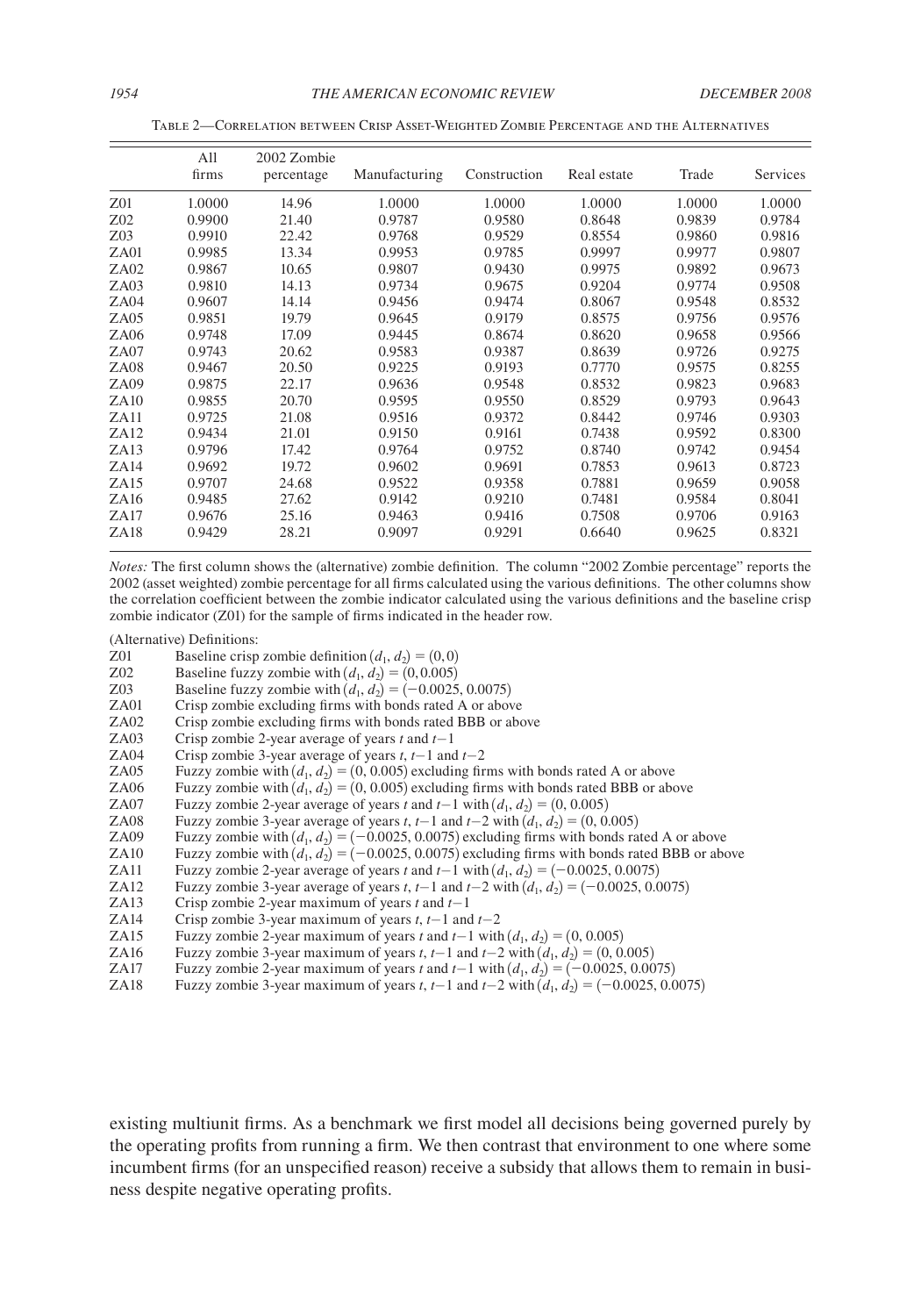Table 2—Correlation between Crisp Asset-Weighted Zombie Percentage and the Alternatives

| | All firms | 2002 Zombie percentage | Manufacturing | Construction | Real estate | Trade | Services |
|---|---|---|---|---|---|---|---|
| Z01 | 1.0000 | 14.96 | 1.0000 | 1.0000 | 1.0000 | 1.0000 | 1.0000 |
| Z02 | 0.9900 | 21.40 | 0.9787 | 0.9580 | 0.8648 | 0.9839 | 0.9784 |
| Z03 | 0.9910 | 22.42 | 0.9768 | 0.9529 | 0.8554 | 0.9860 | 0.9816 |
| ZA01 | 0.9985 | 13.34 | 0.9953 | 0.9785 | 0.9997 | 0.9977 | 0.9807 |
| ZA02 | 0.9867 | 10.65 | 0.9807 | 0.9430 | 0.9975 | 0.9892 | 0.9673 |
| ZA03 | 0.9810 | 14.13 | 0.9734 | 0.9675 | 0.9204 | 0.9774 | 0.9508 |
| ZA04 | 0.9607 | 14.14 | 0.9456 | 0.9474 | 0.8067 | 0.9548 | 0.8532 |
| ZA05 | 0.9851 | 19.79 | 0.9645 | 0.9179 | 0.8575 | 0.9756 | 0.9576 |
| ZA06 | 0.9748 | 17.09 | 0.9445 | 0.8674 | 0.8620 | 0.9658 | 0.9566 |
| ZA07 | 0.9743 | 20.62 | 0.9583 | 0.9387 | 0.8639 | 0.9726 | 0.9275 |
| ZA08 | 0.9467 | 20.50 | 0.9225 | 0.9193 | 0.7770 | 0.9575 | 0.8255 |
| ZA09 | 0.9875 | 22.17 | 0.9636 | 0.9548 | 0.8532 | 0.9823 | 0.9683 |
| ZA10 | 0.9855 | 20.70 | 0.9595 | 0.9550 | 0.8529 | 0.9793 | 0.9643 |
| ZA11 | 0.9725 | 21.08 | 0.9516 | 0.9372 | 0.8442 | 0.9746 | 0.9303 |
| ZA12 | 0.9434 | 21.01 | 0.9150 | 0.9161 | 0.7438 | 0.9592 | 0.8300 |
| ZA13 | 0.9796 | 17.42 | 0.9764 | 0.9752 | 0.8740 | 0.9742 | 0.9454 |
| ZA14 | 0.9692 | 19.72 | 0.9602 | 0.9691 | 0.7853 | 0.9613 | 0.8723 |
| ZA15 | 0.9707 | 24.68 | 0.9522 | 0.9358 | 0.7881 | 0.9659 | 0.9058 |
| ZA16 | 0.9485 | 27.62 | 0.9142 | 0.9210 | 0.7481 | 0.9584 | 0.8041 |
| ZA17 | 0.9676 | 25.16 | 0.9463 | 0.9416 | 0.7508 | 0.9706 | 0.9163 |
| ZA18 | 0.9429 | 28.21 | 0.9097 | 0.9291 | 0.6640 | 0.9625 | 0.8321 |

*Notes:* The first column shows the (alternative) zombie definition. The column "2002 Zombie percentage" reports the 2002 (asset weighted) zombie percentage for all firms calculated using the various definitions. The other columns show the correlation coefficient between the zombie indicator calculated using the various definitions and the baseline crisp zombie indicator (Z01) for the sample of firms indicated in the header row.

(Alternative) Definitions:

- Z01 Baseline crisp zombie definition $(d_1, d_2) = (0, 0)$
- Z02 Baseline fuzzy zombie with $(d_1, d_2) = (0, 0.005)$
- Z03 Baseline fuzzy zombie with $(d_1, d_2) = (-0.0025, 0.0075)$
- ZA01 Crisp zombie excluding firms with bonds rated A or above
- ZA02 Crisp zombie excluding firms with bonds rated BBB or above
- ZA03 Crisp zombie 2-year average of years $t$ and $t-1$
- ZA04 Crisp zombie 3-year average of years $t$, $t-1$ and $t-2$
- ZA05 Fuzzy zombie with $(d_1, d_2) = (0, 0.005)$ excluding firms with bonds rated A or above
- ZA06 Fuzzy zombie with $(d_1, d_2) = (0, 0.005)$ excluding firms with bonds rated BBB or above
- ZA07 Fuzzy zombie 2-year average of years $t$ and $t-1$ with $(d_1, d_2) = (0, 0.005)$
- ZA08 Fuzzy zombie 3-year average of years $t$, $t-1$ and $t-2$ with $(d_1, d_2) = (0, 0.005)$
- ZA09 Fuzzy zombie with $(d_1, d_2) = (-0.0025, 0.0075)$ excluding firms with bonds rated A or above
- ZA10 Fuzzy zombie with $(d_1, d_2) = (-0.0025, 0.0075)$ excluding firms with bonds rated BBB or above
- ZA11 Fuzzy zombie 2-year average of years $t$ and $t-1$ with $(d_1, d_2) = (-0.0025, 0.0075)$
- ZA12 Fuzzy zombie 3-year average of years $t$, $t-1$ and $t-2$ with $(d_1, d_2) = (-0.0025, 0.0075)$
- ZA13 Crisp zombie 2-year maximum of years $t$ and $t-1$
- ZA14 Crisp zombie 3-year maximum of years $t$, $t-1$ and $t-2$
- ZA15 Fuzzy zombie 2-year maximum of years $t$ and $t-1$ with $(d_1, d_2) = (0, 0.005)$
- ZA16 Fuzzy zombie 3-year maximum of years $t$, $t-1$ and $t-2$ with $(d_1, d_2) = (0, 0.005)$
- ZA17 Fuzzy zombie 2-year maximum of years $t$ and $t-1$ with $(d_1, d_2) = (-0.0025, 0.0075)$
- ZA18 Fuzzy zombie 3-year maximum of years $t$, $t-1$ and $t-2$ with $(d_1, d_2) = (-0.0025, 0.0075)$

existing multiunit firms. As a benchmark we first model all decisions being governed purely by the operating profits from running a firm. We then contrast that environment to one where some incumbent firms (for an unspecified reason) receive a subsidy that allows them to remain in business despite negative operating profits.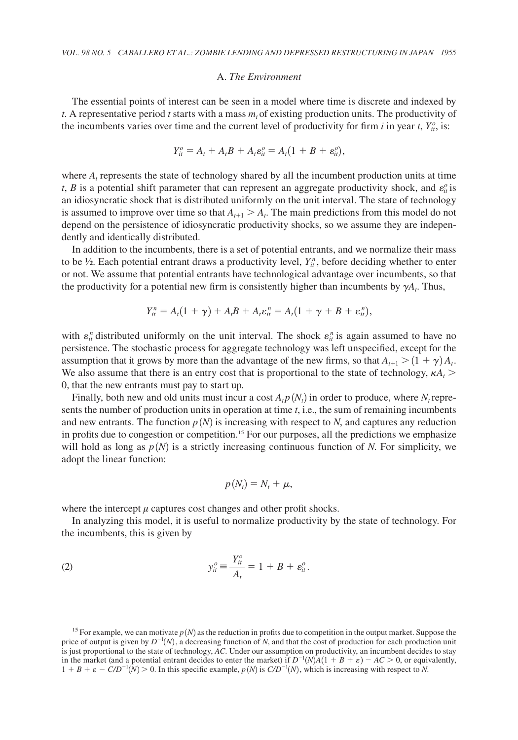### A. *The Environment*

The essential points of interest can be seen in a model where time is discrete and indexed by $t$. A representative period $t$ starts with a mass $m_t$ of existing production units. The productivity of the incumbents varies over time and the current level of productivity for firm $i$ in year $t$, $Y^o_{it}$, is:

$$Y^o_{it} = A_t + A_t B + A_t \varepsilon^o_{it} = A_t(1 + B + \varepsilon^o_{it}),$$

where $A_t$ represents the state of technology shared by all the incumbent production units at time $t$, $B$ is a potential shift parameter that can represent an aggregate productivity shock, and $\varepsilon^o_{it}$ is an idiosyncratic shock that is distributed uniformly on the unit interval. The state of technology is assumed to improve over time so that $A_{t+1} > A_t$. The main predictions from this model do not depend on the persistence of idiosyncratic productivity shocks, so we assume they are independently and identically distributed.

In addition to the incumbents, there is a set of potential entrants, and we normalize their mass to be ½. Each potential entrant draws a productivity level, $Y^n_{it}$, before deciding whether to enter or not. We assume that potential entrants have technological advantage over incumbents, so that the productivity for a potential new firm is consistently higher than incumbents by $\gamma A_t$. Thus,

$$Y^n_{it} = A_t(1 + \gamma) + A_t B + A_t \varepsilon^n_{it} = A_t(1 + \gamma + B + \varepsilon^n_{it}),$$

with $\varepsilon^n_{it}$ distributed uniformly on the unit interval. The shock $\varepsilon^n_{it}$ is again assumed to have no persistence. The stochastic process for aggregate technology was left unspecified, except for the assumption that it grows by more than the advantage of the new firms, so that $A_{t+1} > (1 + \gamma)A_t$. We also assume that there is an entry cost that is proportional to the state of technology, $\kappa A_t > 0$, that the new entrants must pay to start up.

Finally, both new and old units must incur a cost $A_t p(N_t)$ in order to produce, where $N_t$ represents the number of production units in operation at time $t$, i.e., the sum of remaining incumbents and new entrants. The function $p(N)$ is increasing with respect to $N$, and captures any reduction in profits due to congestion or competition.[15] For our purposes, all the predictions we emphasize will hold as long as $p(N)$ is a strictly increasing continuous function of $N$. For simplicity, we adopt the linear function:

$$p(N_t) = N_t + \mu,$$

where the intercept $\mu$ captures cost changes and other profit shocks.

In analyzing this model, it is useful to normalize productivity by the state of technology. For the incumbents, this is given by

$$y^o_{it} \equiv \frac{Y^o_{it}}{A_t} = 1 + B + \varepsilon^o_{it}. \tag{2}$$

[15] For example, we can motivate $p(N)$ as the reduction in profits due to competition in the output market. Suppose the price of output is given by $D^{-1}(N)$, a decreasing function of $N$, and that the cost of production for each production unit is just proportional to the state of technology, $AC$. Under our assumption on productivity, an incumbent decides to stay in the market (and a potential entrant decides to enter the market) if $D^{-1}(N)A(1 + B + \varepsilon) - AC > 0$, or equivalently, $1 + B + \varepsilon - C/D^{-1}(N) > 0$. In this specific example, $p(N)$ is $C/D^{-1}(N)$, which is increasing with respect to $N$.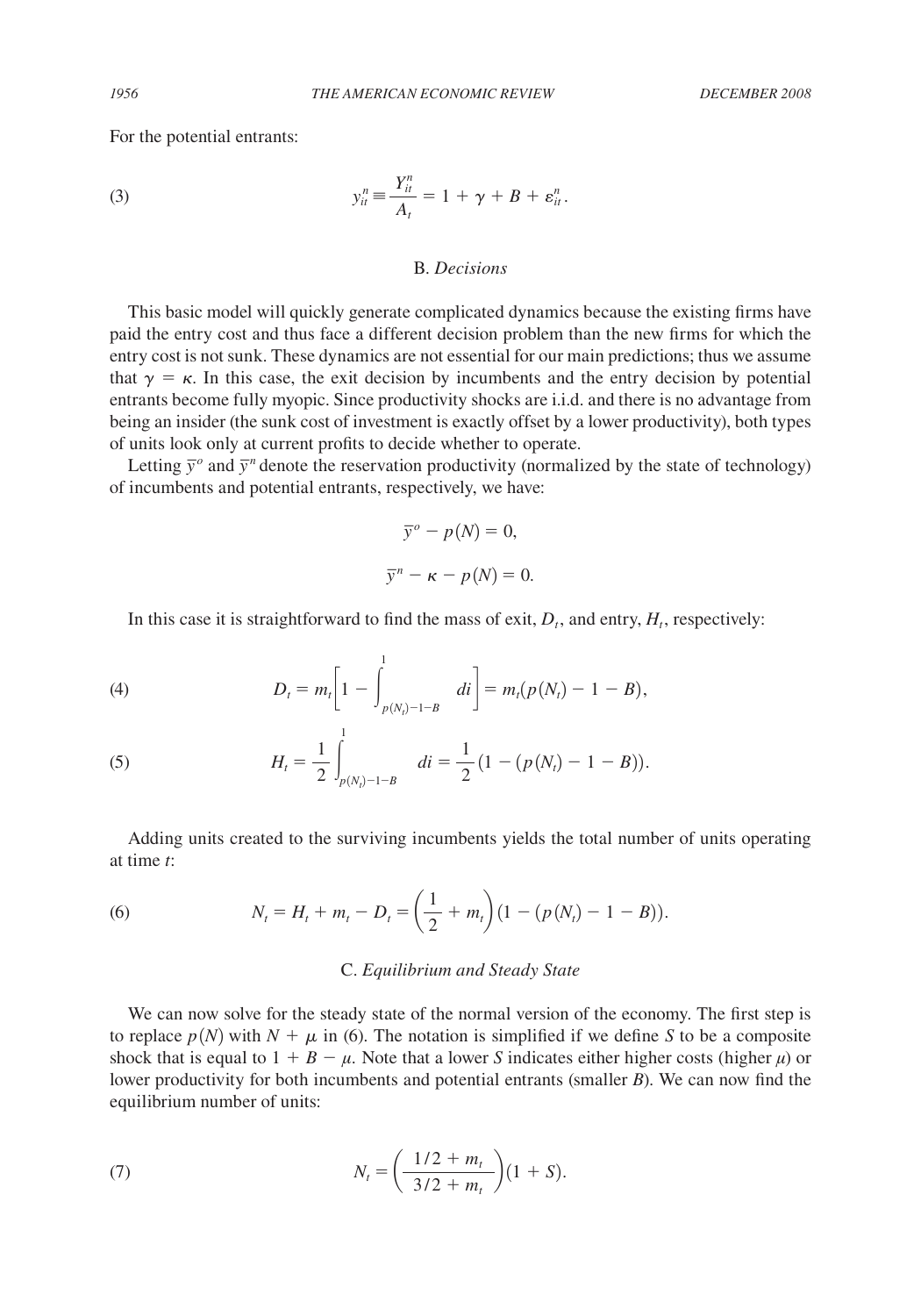For the potential entrants:

$$y_{it}^{n} \equiv \frac{Y_{it}^{n}}{A_t} = 1 + \gamma + B + \varepsilon_{it}^{n}. \tag{3}$$

### B. *Decisions*

This basic model will quickly generate complicated dynamics because the existing firms have paid the entry cost and thus face a different decision problem than the new firms for which the entry cost is not sunk. These dynamics are not essential for our main predictions; thus we assume that $\gamma = \kappa$. In this case, the exit decision by incumbents and the entry decision by potential entrants become fully myopic. Since productivity shocks are i.i.d. and there is no advantage from being an insider (the sunk cost of investment is exactly offset by a lower productivity), both types of units look only at current profits to decide whether to operate.

Letting $\bar{y}^{o}$ and $\bar{y}^{n}$ denote the reservation productivity (normalized by the state of technology) of incumbents and potential entrants, respectively, we have:

$$\bar{y}^{o} - p(N) = 0,$$

$$\bar{y}^{n} - \kappa - p(N) = 0.$$

In this case it is straightforward to find the mass of exit, $D_t$, and entry, $H_t$, respectively:

$$D_t = m_t\left[1 - \int_{p(N_t)-1-B}^{1} di\right] = m_t(p(N_t) - 1 - B), \tag{4}$$

$$H_t = \frac{1}{2}\int_{p(N_t)-1-B}^{1} di = \frac{1}{2}(1 - (p(N_t) - 1 - B)). \tag{5}$$

Adding units created to the surviving incumbents yields the total number of units operating at time $t$:

$$N_t = H_t + m_t - D_t = \left(\frac{1}{2} + m_t\right)(1 - (p(N_t) - 1 - B)). \tag{6}$$

### C. *Equilibrium and Steady State*

We can now solve for the steady state of the normal version of the economy. The first step is to replace $p(N)$ with $N + \mu$ in (6). The notation is simplified if we define $S$ to be a composite shock that is equal to $1 + B - \mu$. Note that a lower $S$ indicates either higher costs (higher $\mu$) or lower productivity for both incumbents and potential entrants (smaller $B$). We can now find the equilibrium number of units:

$$N_t = \left(\frac{1/2 + m_t}{3/2 + m_t}\right)(1 + S). \tag{7}$$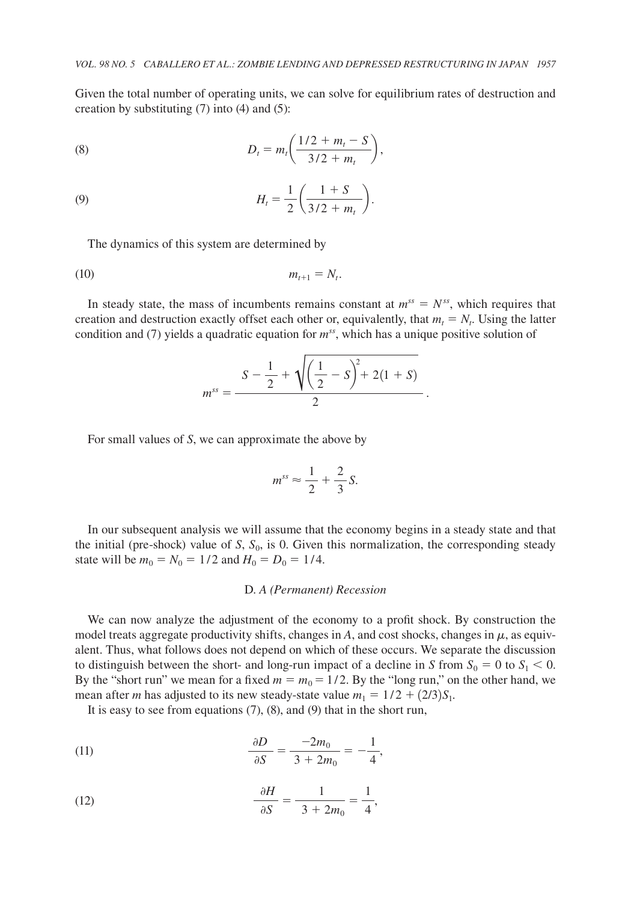Given the total number of operating units, we can solve for equilibrium rates of destruction and creation by substituting (7) into (4) and (5):

$$D_t = m_t\left(\frac{1/2 + m_t - S}{3/2 + m_t}\right), \tag{8}$$

$$H_t = \frac{1}{2}\left(\frac{1 + S}{3/2 + m_t}\right). \tag{9}$$

The dynamics of this system are determined by

$$m_{t+1} = N_t. \tag{10}$$

In steady state, the mass of incumbents remains constant at $m^{ss} = N^{ss}$, which requires that creation and destruction exactly offset each other or, equivalently, that $m_t = N_t$. Using the latter condition and (7) yields a quadratic equation for $m^{ss}$, which has a unique positive solution of

$$m^{ss} = \frac{S - \dfrac{1}{2} + \sqrt{\left(\dfrac{1}{2} - S\right)^2 + 2(1 + S)}}{2}.$$

For small values of $S$, we can approximate the above by

$$m^{ss} \approx \frac{1}{2} + \frac{2}{3}S.$$

In our subsequent analysis we will assume that the economy begins in a steady state and that the initial (pre-shock) value of $S$, $S_0$, is 0. Given this normalization, the corresponding steady state will be $m_0 = N_0 = 1/2$ and $H_0 = D_0 = 1/4$.

### D. *A (Permanent) Recession*

We can now analyze the adjustment of the economy to a profit shock. By construction the model treats aggregate productivity shifts, changes in $A$, and cost shocks, changes in $\mu$, as equivalent. Thus, what follows does not depend on which of these occurs. We separate the discussion to distinguish between the short- and long-run impact of a decline in $S$ from $S_0 = 0$ to $S_1 < 0$. By the "short run" we mean for a fixed $m = m_0 = 1/2$. By the "long run," on the other hand, we mean after $m$ has adjusted to its new steady-state value $m_1 = 1/2 + (2/3)S_1$.

It is easy to see from equations (7), (8), and (9) that in the short run,

$$\frac{\partial D}{\partial S} = \frac{-2m_0}{3 + 2m_0} = -\frac{1}{4}, \tag{11}$$

$$\frac{\partial H}{\partial S} = \frac{1}{3 + 2m_0} = \frac{1}{4}, \tag{12}$$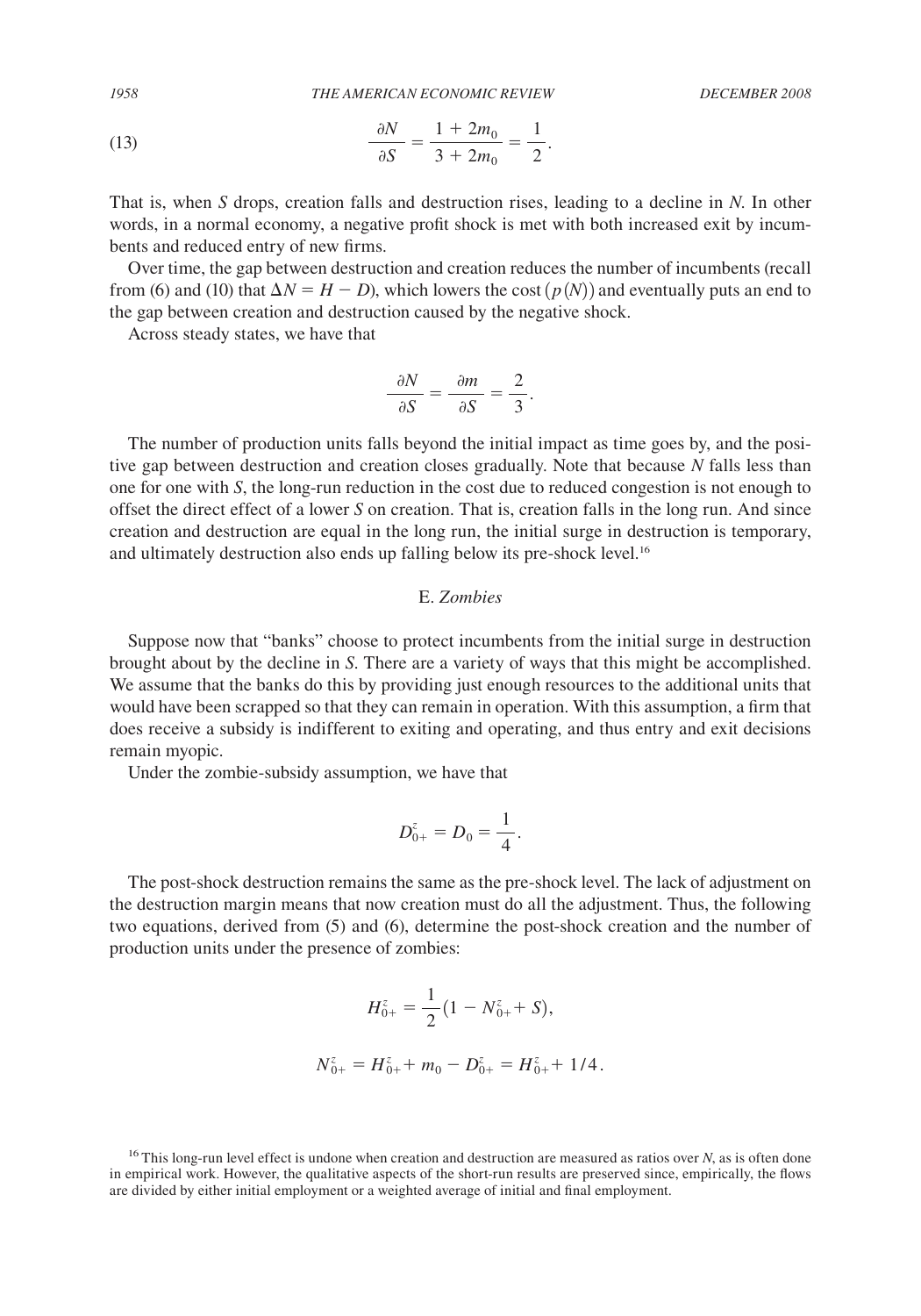$$\frac{\partial N}{\partial S} = \frac{1 + 2m_0}{3 + 2m_0} = \frac{1}{2}. \tag{13}$$

That is, when $S$ drops, creation falls and destruction rises, leading to a decline in $N$. In other words, in a normal economy, a negative profit shock is met with both increased exit by incumbents and reduced entry of new firms.

Over time, the gap between destruction and creation reduces the number of incumbents (recall from (6) and (10) that $\Delta N = H - D$), which lowers the cost $(p(N))$ and eventually puts an end to the gap between creation and destruction caused by the negative shock.

Across steady states, we have that

$$\frac{\partial N}{\partial S} = \frac{\partial m}{\partial S} = \frac{2}{3}.$$

The number of production units falls beyond the initial impact as time goes by, and the positive gap between destruction and creation closes gradually. Note that because $N$ falls less than one for one with $S$, the long-run reduction in the cost due to reduced congestion is not enough to offset the direct effect of a lower $S$ on creation. That is, creation falls in the long run. And since creation and destruction are equal in the long run, the initial surge in destruction is temporary, and ultimately destruction also ends up falling below its pre-shock level.[16]

### E. *Zombies*

Suppose now that "banks" choose to protect incumbents from the initial surge in destruction brought about by the decline in $S$. There are a variety of ways that this might be accomplished. We assume that the banks do this by providing just enough resources to the additional units that would have been scrapped so that they can remain in operation. With this assumption, a firm that does receive a subsidy is indifferent to exiting and operating, and thus entry and exit decisions remain myopic.

Under the zombie-subsidy assumption, we have that

$$D^z_{0+} = D_0 = \frac{1}{4}.$$

The post-shock destruction remains the same as the pre-shock level. The lack of adjustment on the destruction margin means that now creation must do all the adjustment. Thus, the following two equations, derived from (5) and (6), determine the post-shock creation and the number of production units under the presence of zombies:

$$H^z_{0+} = \frac{1}{2}(1 - N^z_{0+} + S),$$

$$N^z_{0+} = H^z_{0+} + m_0 - D^z_{0+} = H^z_{0+} + 1/4.$$

[16] This long-run level effect is undone when creation and destruction are measured as ratios over $N$, as is often done in empirical work. However, the qualitative aspects of the short-run results are preserved since, empirically, the flows are divided by either initial employment or a weighted average of initial and final employment.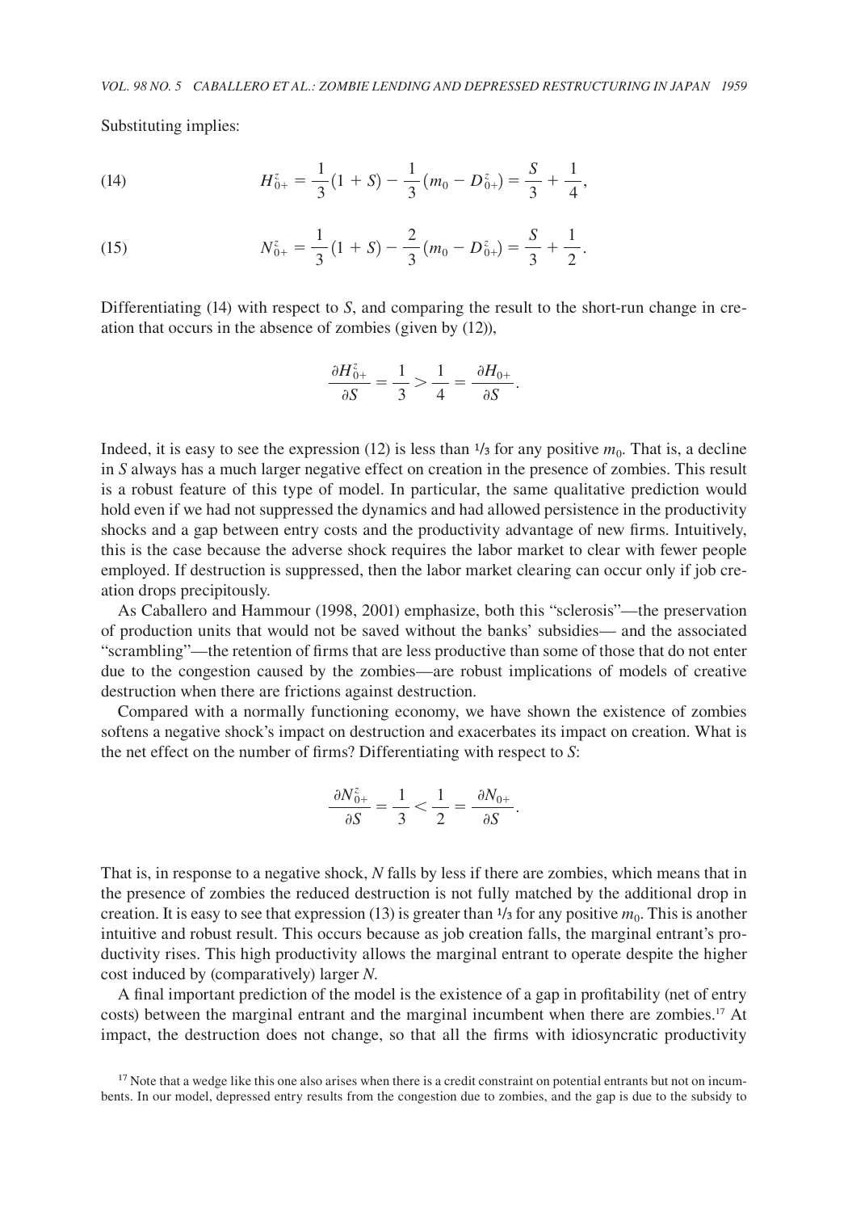Substituting implies:

$$H^z_{0+} = \frac{1}{3}(1 + S) - \frac{1}{3}(m_0 - D^z_{0+}) = \frac{S}{3} + \frac{1}{4}, \tag{14}$$

$$N^z_{0+} = \frac{1}{3}(1 + S) - \frac{2}{3}(m_0 - D^z_{0+}) = \frac{S}{3} + \frac{1}{2}. \tag{15}$$

Differentiating (14) with respect to $S$, and comparing the result to the short-run change in creation that occurs in the absence of zombies (given by (12)),

$$\frac{\partial H^z_{0+}}{\partial S} = \frac{1}{3} > \frac{1}{4} = \frac{\partial H_{0+}}{\partial S}.$$

Indeed, it is easy to see the expression (12) is less than $1/3$ for any positive $m_0$. That is, a decline in $S$ always has a much larger negative effect on creation in the presence of zombies. This result is a robust feature of this type of model. In particular, the same qualitative prediction would hold even if we had not suppressed the dynamics and had allowed persistence in the productivity shocks and a gap between entry costs and the productivity advantage of new firms. Intuitively, this is the case because the adverse shock requires the labor market to clear with fewer people employed. If destruction is suppressed, then the labor market clearing can occur only if job creation drops precipitously.

As Caballero and Hammour (1998, 2001) emphasize, both this "sclerosis"—the preservation of production units that would not be saved without the banks' subsidies— and the associated "scrambling"—the retention of firms that are less productive than some of those that do not enter due to the congestion caused by the zombies—are robust implications of models of creative destruction when there are frictions against destruction.

Compared with a normally functioning economy, we have shown the existence of zombies softens a negative shock's impact on destruction and exacerbates its impact on creation. What is the net effect on the number of firms? Differentiating with respect to $S$:

$$\frac{\partial N^z_{0+}}{\partial S} = \frac{1}{3} < \frac{1}{2} = \frac{\partial N_{0+}}{\partial S}.$$

That is, in response to a negative shock, $N$ falls by less if there are zombies, which means that in the presence of zombies the reduced destruction is not fully matched by the additional drop in creation. It is easy to see that expression (13) is greater than $1/3$ for any positive $m_0$. This is another intuitive and robust result. This occurs because as job creation falls, the marginal entrant's productivity rises. This high productivity allows the marginal entrant to operate despite the higher cost induced by (comparatively) larger $N$.

A final important prediction of the model is the existence of a gap in profitability (net of entry costs) between the marginal entrant and the marginal incumbent when there are zombies.[17] At impact, the destruction does not change, so that all the firms with idiosyncratic productivity

[17] Note that a wedge like this one also arises when there is a credit constraint on potential entrants but not on incumbents. In our model, depressed entry results from the congestion due to zombies, and the gap is due to the subsidy to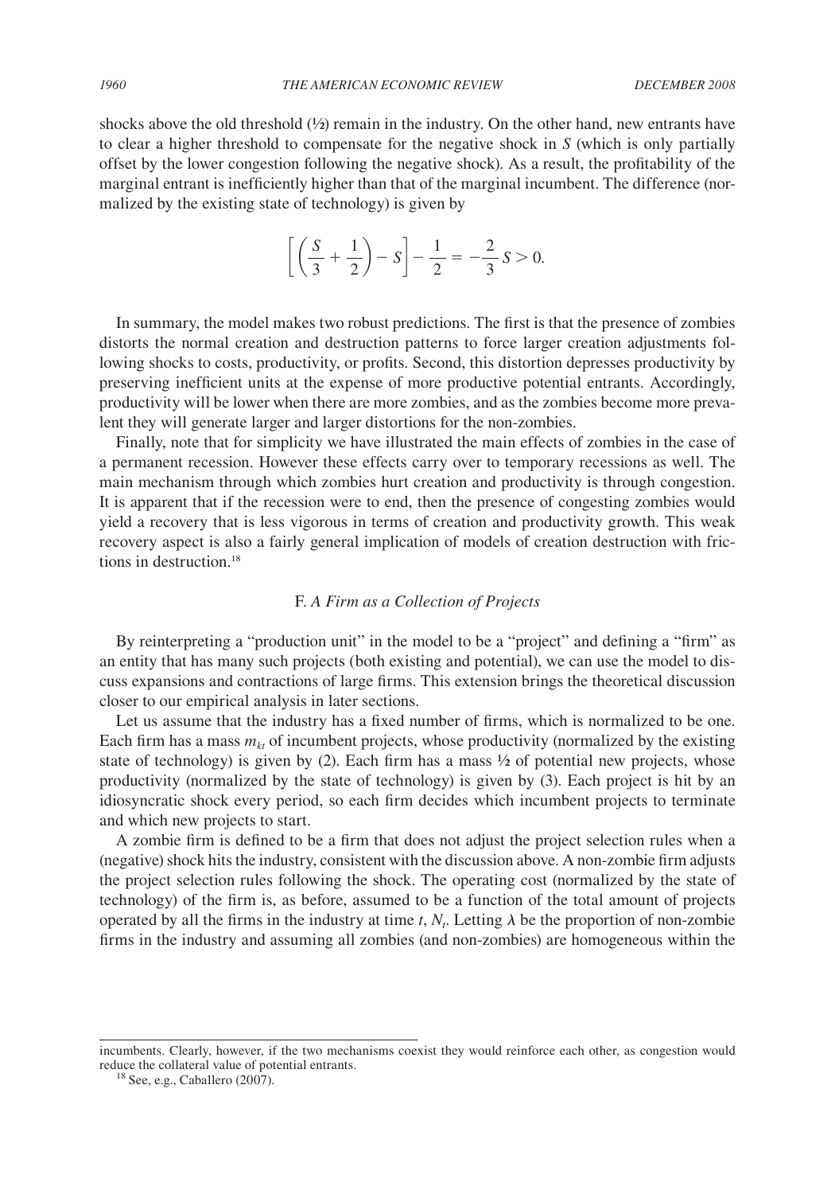shocks above the old threshold (½) remain in the industry. On the other hand, new entrants have to clear a higher threshold to compensate for the negative shock in $S$ (which is only partially offset by the lower congestion following the negative shock). As a result, the profitability of the marginal entrant is inefficiently higher than that of the marginal incumbent. The difference (normalized by the existing state of technology) is given by

$$\left[\left(\frac{S}{3}+\frac{1}{2}\right)-S\right]-\frac{1}{2}=-\frac{2}{3}S>0.$$

In summary, the model makes two robust predictions. The first is that the presence of zombies distorts the normal creation and destruction patterns to force larger creation adjustments following shocks to costs, productivity, or profits. Second, this distortion depresses productivity by preserving inefficient units at the expense of more productive potential entrants. Accordingly, productivity will be lower when there are more zombies, and as the zombies become more prevalent they will generate larger and larger distortions for the non-zombies.

Finally, note that for simplicity we have illustrated the main effects of zombies in the case of a permanent recession. However these effects carry over to temporary recessions as well. The main mechanism through which zombies hurt creation and productivity is through congestion. It is apparent that if the recession were to end, then the presence of congesting zombies would yield a recovery that is less vigorous in terms of creation and productivity growth. This weak recovery aspect is also a fairly general implication of models of creation destruction with frictions in destruction.[18]

### F. *A Firm as a Collection of Projects*

By reinterpreting a "production unit" in the model to be a "project" and defining a "firm" as an entity that has many such projects (both existing and potential), we can use the model to discuss expansions and contractions of large firms. This extension brings the theoretical discussion closer to our empirical analysis in later sections.

Let us assume that the industry has a fixed number of firms, which is normalized to be one. Each firm has a mass $m_{kt}$ of incumbent projects, whose productivity (normalized by the existing state of technology) is given by (2). Each firm has a mass ½ of potential new projects, whose productivity (normalized by the state of technology) is given by (3). Each project is hit by an idiosyncratic shock every period, so each firm decides which incumbent projects to terminate and which new projects to start.

A zombie firm is defined to be a firm that does not adjust the project selection rules when a (negative) shock hits the industry, consistent with the discussion above. A non-zombie firm adjusts the project selection rules following the shock. The operating cost (normalized by the state of technology) of the firm is, as before, assumed to be a function of the total amount of projects operated by all the firms in the industry at time $t$, $N_t$. Letting $\lambda$ be the proportion of non-zombie firms in the industry and assuming all zombies (and non-zombies) are homogeneous within the

---

incumbents. Clearly, however, if the two mechanisms coexist they would reinforce each other, as congestion would reduce the collateral value of potential entrants.

[18] See, e.g., Caballero (2007).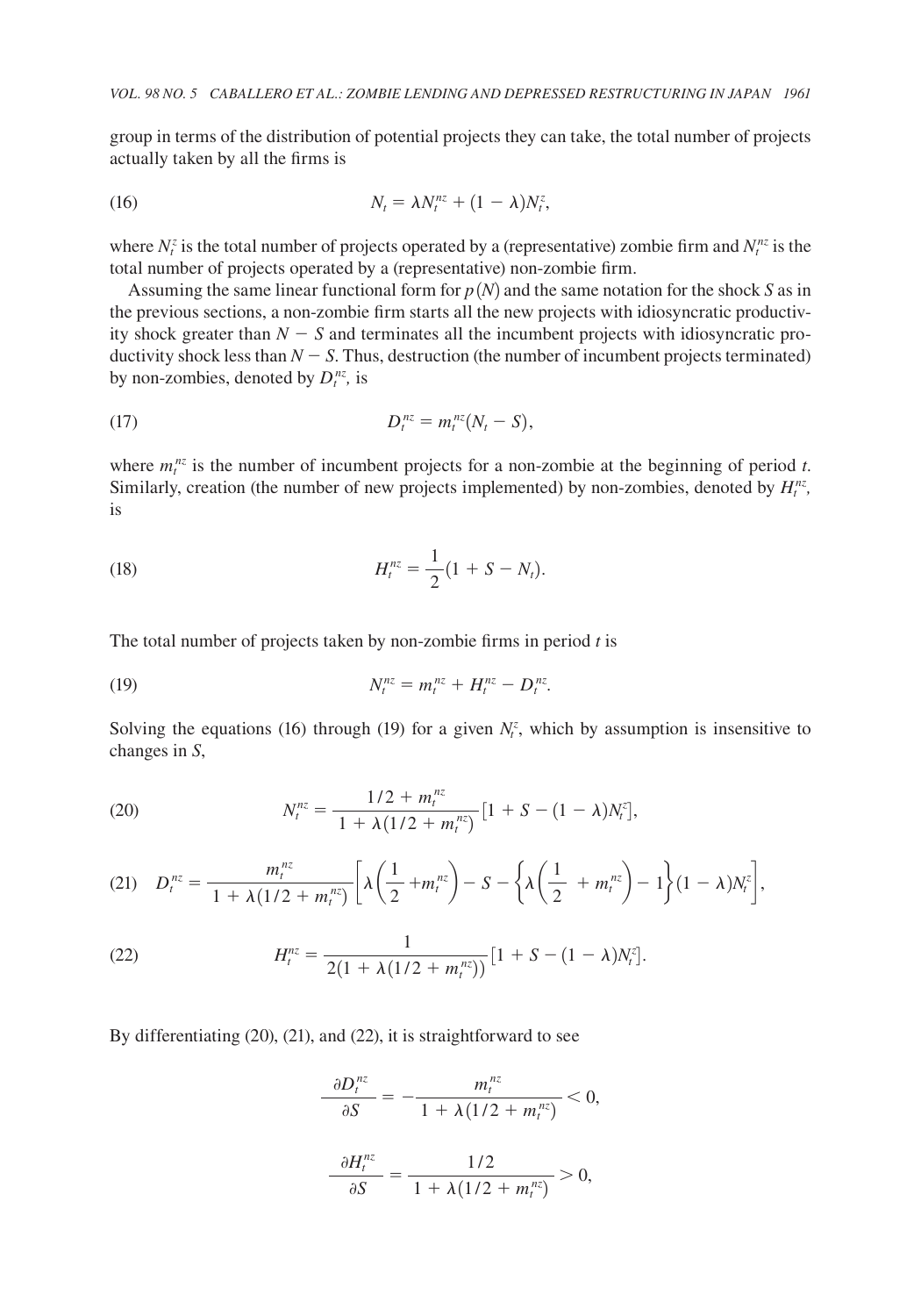group in terms of the distribution of potential projects they can take, the total number of projects actually taken by all the firms is

$$N_t = \lambda N_t^{nz} + (1 - \lambda) N_t^{z}, \tag{16}$$

where $N_t^z$ is the total number of projects operated by a (representative) zombie firm and $N_t^{nz}$ is the total number of projects operated by a (representative) non-zombie firm.

Assuming the same linear functional form for $p(N)$ and the same notation for the shock $S$ as in the previous sections, a non-zombie firm starts all the new projects with idiosyncratic productivity shock greater than $N - S$ and terminates all the incumbent projects with idiosyncratic productivity shock less than $N - S$. Thus, destruction (the number of incumbent projects terminated) by non-zombies, denoted by $D_t^{nz}$, is

$$D_t^{nz} = m_t^{nz}(N_t - S), \tag{17}$$

where $m_t^{nz}$ is the number of incumbent projects for a non-zombie at the beginning of period $t$. Similarly, creation (the number of new projects implemented) by non-zombies, denoted by $H_t^{nz}$, is

$$H_t^{nz} = \frac{1}{2}(1 + S - N_t). \tag{18}$$

The total number of projects taken by non-zombie firms in period $t$ is

$$N_t^{nz} = m_t^{nz} + H_t^{nz} - D_t^{nz}. \tag{19}$$

Solving the equations (16) through (19) for a given $N_t^z$, which by assumption is insensitive to changes in $S$,

$$N_t^{nz} = \frac{1/2 + m_t^{nz}}{1 + \lambda(1/2 + m_t^{nz})}\left[1 + S - (1 - \lambda)N_t^z\right], \tag{20}$$

$$D_t^{nz} = \frac{m_t^{nz}}{1 + \lambda(1/2 + m_t^{nz})}\left[\lambda\left(\frac{1}{2} + m_t^{nz}\right) - S - \left\{\lambda\left(\frac{1}{2} + m_t^{nz}\right) - 1\right\}(1 - \lambda)N_t^z\right], \tag{21}$$

$$H_t^{nz} = \frac{1}{2(1 + \lambda(1/2 + m_t^{nz}))}\left[1 + S - (1 - \lambda)N_t^z\right]. \tag{22}$$

By differentiating (20), (21), and (22), it is straightforward to see

$$\frac{\partial D_t^{nz}}{\partial S} = -\frac{m_t^{nz}}{1 + \lambda(1/2 + m_t^{nz})} < 0,$$

$$\frac{\partial H_t^{nz}}{\partial S} = \frac{1/2}{1 + \lambda(1/2 + m_t^{nz})} > 0,$$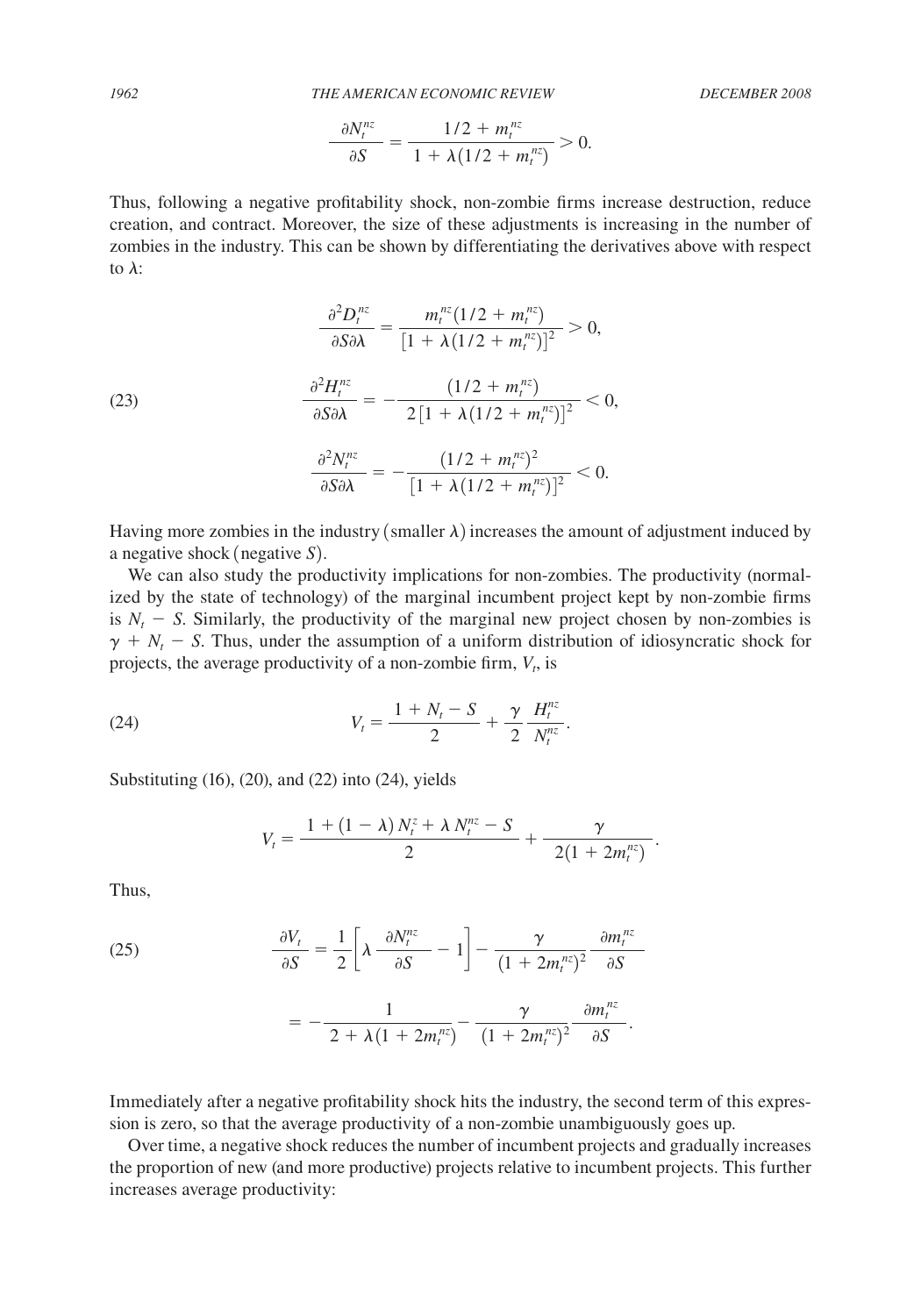$$\frac{\partial N_t^{nz}}{\partial S} = \frac{1/2 + m_t^{nz}}{1 + \lambda(1/2 + m_t^{nz})} > 0.$$

Thus, following a negative profitability shock, non-zombie firms increase destruction, reduce creation, and contract. Moreover, the size of these adjustments is increasing in the number of zombies in the industry. This can be shown by differentiating the derivatives above with respect to $\lambda$:

$$\frac{\partial^2 D_t^{nz}}{\partial S \partial \lambda} = \frac{m_t^{nz}(1/2 + m_t^{nz})}{[1 + \lambda(1/2 + m_t^{nz})]^2} > 0,$$

$$\frac{\partial^2 H_t^{nz}}{\partial S \partial \lambda} = -\frac{(1/2 + m_t^{nz})}{2[1 + \lambda(1/2 + m_t^{nz})]^2} < 0, \tag{23}$$

$$\frac{\partial^2 N_t^{nz}}{\partial S \partial \lambda} = -\frac{(1/2 + m_t^{nz})^2}{[1 + \lambda(1/2 + m_t^{nz})]^2} < 0.$$

Having more zombies in the industry (smaller $\lambda$) increases the amount of adjustment induced by a negative shock (negative $S$).

We can also study the productivity implications for non-zombies. The productivity (normalized by the state of technology) of the marginal incumbent project kept by non-zombie firms is $N_t - S$. Similarly, the productivity of the marginal new project chosen by non-zombies is $\gamma + N_t - S$. Thus, under the assumption of a uniform distribution of idiosyncratic shock for projects, the average productivity of a non-zombie firm, $V_t$, is

$$V_t = \frac{1 + N_t - S}{2} + \frac{\gamma}{2}\frac{H_t^{nz}}{N_t^{nz}}. \tag{24}$$

Substituting (16), (20), and (22) into (24), yields

$$V_t = \frac{1 + (1 - \lambda) N_t^z + \lambda N_t^{nz} - S}{2} + \frac{\gamma}{2(1 + 2m_t^{nz})}.$$

Thus,

$$\frac{\partial V_t}{\partial S} = \frac{1}{2}\left[\lambda \frac{\partial N_t^{nz}}{\partial S} - 1\right] - \frac{\gamma}{(1 + 2m_t^{nz})^2}\frac{\partial m_t^{nz}}{\partial S} \tag{25}$$

$$= -\frac{1}{2 + \lambda(1 + 2m_t^{nz})} - \frac{\gamma}{(1 + 2m_t^{nz})^2}\frac{\partial m_t^{nz}}{\partial S}.$$

Immediately after a negative profitability shock hits the industry, the second term of this expression is zero, so that the average productivity of a non-zombie unambiguously goes up.

Over time, a negative shock reduces the number of incumbent projects and gradually increases the proportion of new (and more productive) projects relative to incumbent projects. This further increases average productivity: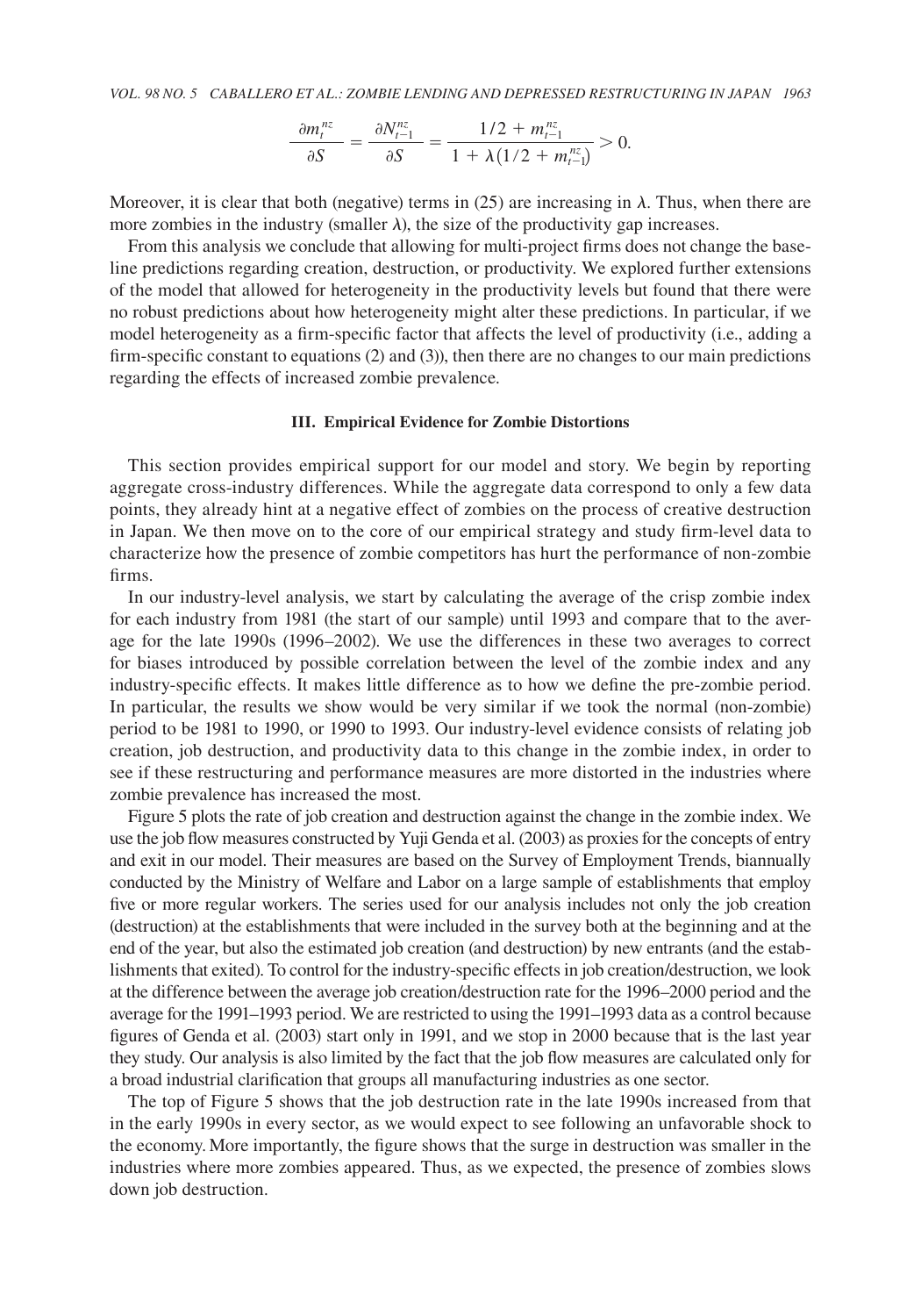$$\frac{\partial m_t^{nz}}{\partial S} = \frac{\partial N_{t-1}^{nz}}{\partial S} = \frac{1/2 + m_{t-1}^{nz}}{1 + \lambda(1/2 + m_{t-1}^{nz})} > 0.$$

Moreover, it is clear that both (negative) terms in (25) are increasing in $\lambda$. Thus, when there are more zombies in the industry (smaller $\lambda$), the size of the productivity gap increases.

From this analysis we conclude that allowing for multi-project firms does not change the baseline predictions regarding creation, destruction, or productivity. We explored further extensions of the model that allowed for heterogeneity in the productivity levels but found that there were no robust predictions about how heterogeneity might alter these predictions. In particular, if we model heterogeneity as a firm-specific factor that affects the level of productivity (i.e., adding a firm-specific constant to equations (2) and (3)), then there are no changes to our main predictions regarding the effects of increased zombie prevalence.

## III. Empirical Evidence for Zombie Distortions

This section provides empirical support for our model and story. We begin by reporting aggregate cross-industry differences. While the aggregate data correspond to only a few data points, they already hint at a negative effect of zombies on the process of creative destruction in Japan. We then move on to the core of our empirical strategy and study firm-level data to characterize how the presence of zombie competitors has hurt the performance of non-zombie firms.

In our industry-level analysis, we start by calculating the average of the crisp zombie index for each industry from 1981 (the start of our sample) until 1993 and compare that to the average for the late 1990s (1996–2002). We use the differences in these two averages to correct for biases introduced by possible correlation between the level of the zombie index and any industry-specific effects. It makes little difference as to how we define the pre-zombie period. In particular, the results we show would be very similar if we took the normal (non-zombie) period to be 1981 to 1990, or 1990 to 1993. Our industry-level evidence consists of relating job creation, job destruction, and productivity data to this change in the zombie index, in order to see if these restructuring and performance measures are more distorted in the industries where zombie prevalence has increased the most.

Figure 5 plots the rate of job creation and destruction against the change in the zombie index. We use the job flow measures constructed by Yuji Genda et al. (2003) as proxies for the concepts of entry and exit in our model. Their measures are based on the Survey of Employment Trends, biannually conducted by the Ministry of Welfare and Labor on a large sample of establishments that employ five or more regular workers. The series used for our analysis includes not only the job creation (destruction) at the establishments that were included in the survey both at the beginning and at the end of the year, but also the estimated job creation (and destruction) by new entrants (and the establishments that exited). To control for the industry-specific effects in job creation/destruction, we look at the difference between the average job creation/destruction rate for the 1996–2000 period and the average for the 1991–1993 period. We are restricted to using the 1991–1993 data as a control because figures of Genda et al. (2003) start only in 1991, and we stop in 2000 because that is the last year they study. Our analysis is also limited by the fact that the job flow measures are calculated only for a broad industrial clarification that groups all manufacturing industries as one sector.

The top of Figure 5 shows that the job destruction rate in the late 1990s increased from that in the early 1990s in every sector, as we would expect to see following an unfavorable shock to the economy. More importantly, the figure shows that the surge in destruction was smaller in the industries where more zombies appeared. Thus, as we expected, the presence of zombies slows down job destruction.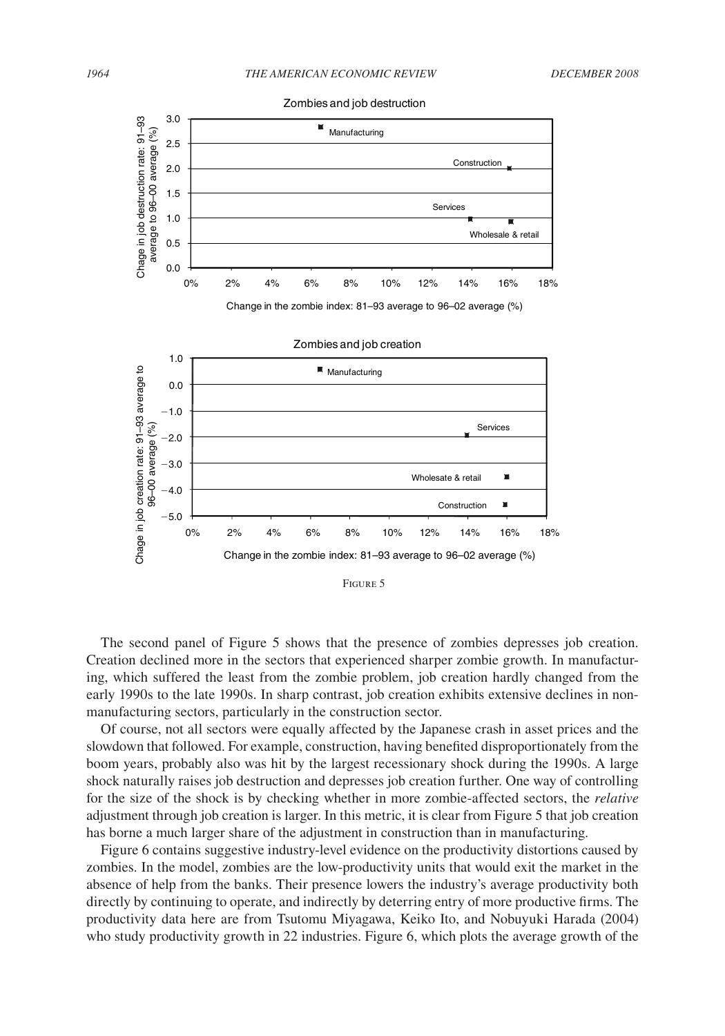FIGURE 5

The second panel of Figure 5 shows that the presence of zombies depresses job creation. Creation declined more in the sectors that experienced sharper zombie growth. In manufacturing, which suffered the least from the zombie problem, job creation hardly changed from the early 1990s to the late 1990s. In sharp contrast, job creation exhibits extensive declines in non-manufacturing sectors, particularly in the construction sector.

Of course, not all sectors were equally affected by the Japanese crash in asset prices and the slowdown that followed. For example, construction, having benefited disproportionately from the boom years, probably also was hit by the largest recessionary shock during the 1990s. A large shock naturally raises job destruction and depresses job creation further. One way of controlling for the size of the shock is by checking whether in more zombie-affected sectors, the *relative* adjustment through job creation is larger. In this metric, it is clear from Figure 5 that job creation has borne a much larger share of the adjustment in construction than in manufacturing.

Figure 6 contains suggestive industry-level evidence on the productivity distortions caused by zombies. In the model, zombies are the low-productivity units that would exit the market in the absence of help from the banks. Their presence lowers the industry's average productivity both directly by continuing to operate, and indirectly by deterring entry of more productive firms. The productivity data here are from Tsutomu Miyagawa, Keiko Ito, and Nobuyuki Harada (2004) who study productivity growth in 22 industries. Figure 6, which plots the average growth of the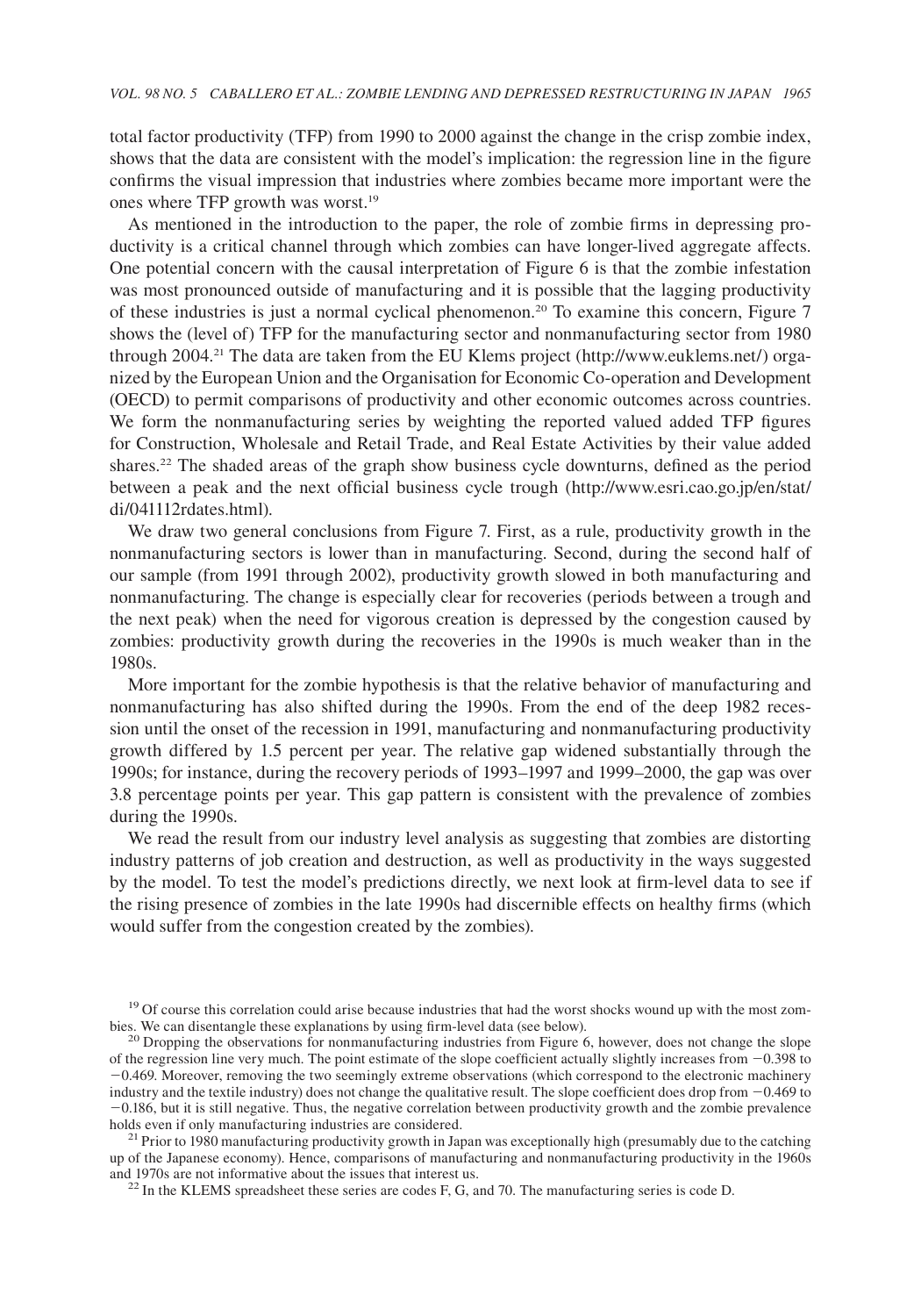total factor productivity (TFP) from 1990 to 2000 against the change in the crisp zombie index, shows that the data are consistent with the model's implication: the regression line in the figure confirms the visual impression that industries where zombies became more important were the ones where TFP growth was worst.[19]

As mentioned in the introduction to the paper, the role of zombie firms in depressing productivity is a critical channel through which zombies can have longer-lived aggregate affects. One potential concern with the causal interpretation of Figure 6 is that the zombie infestation was most pronounced outside of manufacturing and it is possible that the lagging productivity of these industries is just a normal cyclical phenomenon.[20] To examine this concern, Figure 7 shows the (level of) TFP for the manufacturing sector and nonmanufacturing sector from 1980 through 2004.[21] The data are taken from the EU Klems project (http://www.euklems.net/) organized by the European Union and the Organisation for Economic Co-operation and Development (OECD) to permit comparisons of productivity and other economic outcomes across countries. We form the nonmanufacturing series by weighting the reported valued added TFP figures for Construction, Wholesale and Retail Trade, and Real Estate Activities by their value added shares.[22] The shaded areas of the graph show business cycle downturns, defined as the period between a peak and the next official business cycle trough (http://www.esri.cao.go.jp/en/stat/di/041112rdates.html).

We draw two general conclusions from Figure 7. First, as a rule, productivity growth in the nonmanufacturing sectors is lower than in manufacturing. Second, during the second half of our sample (from 1991 through 2002), productivity growth slowed in both manufacturing and nonmanufacturing. The change is especially clear for recoveries (periods between a trough and the next peak) when the need for vigorous creation is depressed by the congestion caused by zombies: productivity growth during the recoveries in the 1990s is much weaker than in the 1980s.

More important for the zombie hypothesis is that the relative behavior of manufacturing and nonmanufacturing has also shifted during the 1990s. From the end of the deep 1982 recession until the onset of the recession in 1991, manufacturing and nonmanufacturing productivity growth differed by 1.5 percent per year. The relative gap widened substantially through the 1990s; for instance, during the recovery periods of 1993–1997 and 1999–2000, the gap was over 3.8 percentage points per year. This gap pattern is consistent with the prevalence of zombies during the 1990s.

We read the result from our industry level analysis as suggesting that zombies are distorting industry patterns of job creation and destruction, as well as productivity in the ways suggested by the model. To test the model's predictions directly, we next look at firm-level data to see if the rising presence of zombies in the late 1990s had discernible effects on healthy firms (which would suffer from the congestion created by the zombies).

[19] Of course this correlation could arise because industries that had the worst shocks wound up with the most zombies. We can disentangle these explanations by using firm-level data (see below).

[20] Dropping the observations for nonmanufacturing industries from Figure 6, however, does not change the slope of the regression line very much. The point estimate of the slope coefficient actually slightly increases from $-0.398$ to $-0.469$. Moreover, removing the two seemingly extreme observations (which correspond to the electronic machinery industry and the textile industry) does not change the qualitative result. The slope coefficient does drop from $-0.469$ to $-0.186$, but it is still negative. Thus, the negative correlation between productivity growth and the zombie prevalence holds even if only manufacturing industries are considered.

[21] Prior to 1980 manufacturing productivity growth in Japan was exceptionally high (presumably due to the catching up of the Japanese economy). Hence, comparisons of manufacturing and nonmanufacturing productivity in the 1960s and 1970s are not informative about the issues that interest us.

[22] In the KLEMS spreadsheet these series are codes F, G, and 70. The manufacturing series is code D.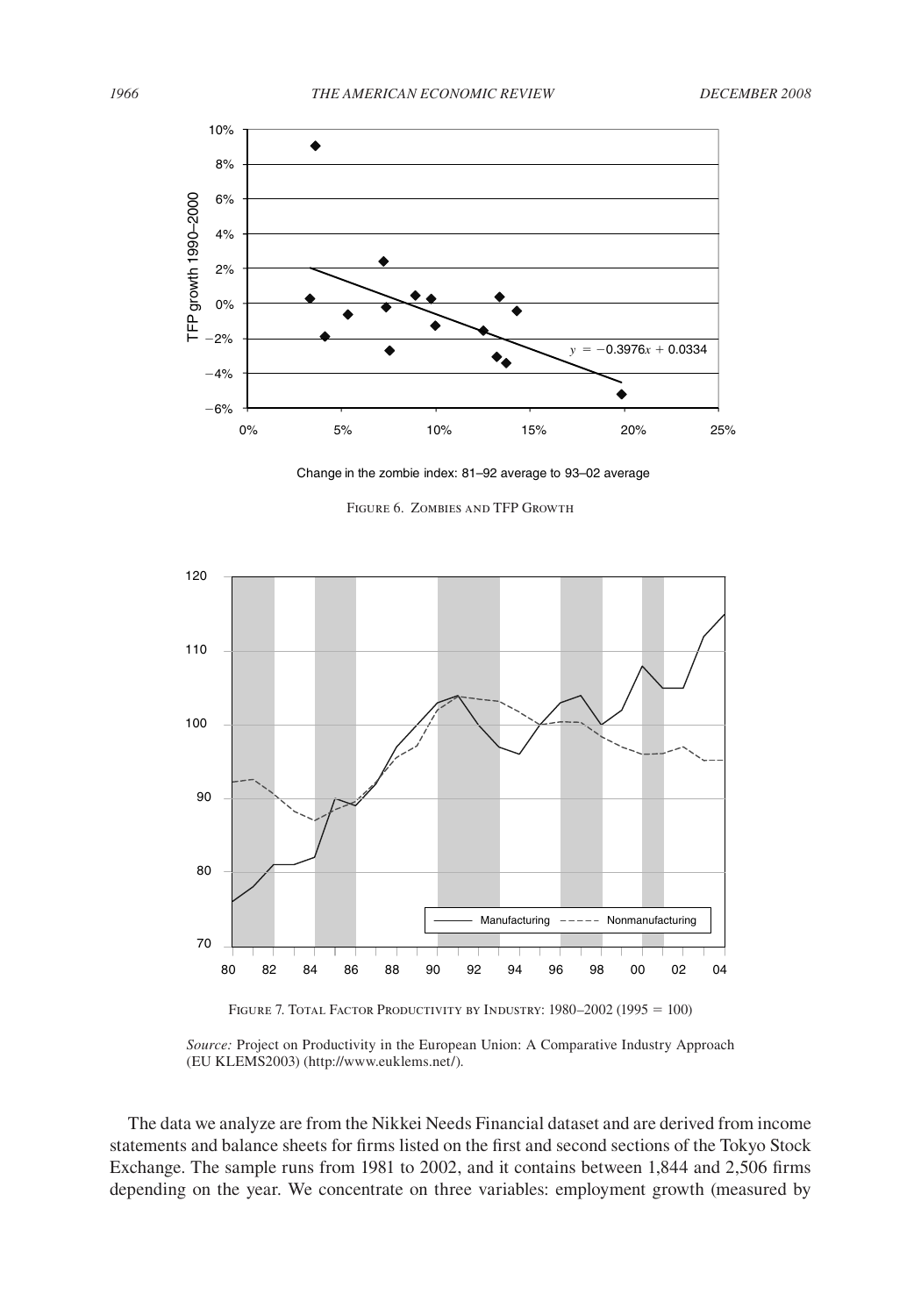FIGURE 6. ZOMBIES AND TFP GROWTH

FIGURE 7. TOTAL FACTOR PRODUCTIVITY BY INDUSTRY: 1980–2002 (1995 = 100)

*Source:* Project on Productivity in the European Union: A Comparative Industry Approach (EU KLEMS2003) (http://www.euklems.net/).

The data we analyze are from the Nikkei Needs Financial dataset and are derived from income statements and balance sheets for firms listed on the first and second sections of the Tokyo Stock Exchange. The sample runs from 1981 to 2002, and it contains between 1,844 and 2,506 firms depending on the year. We concentrate on three variables: employment growth (measured by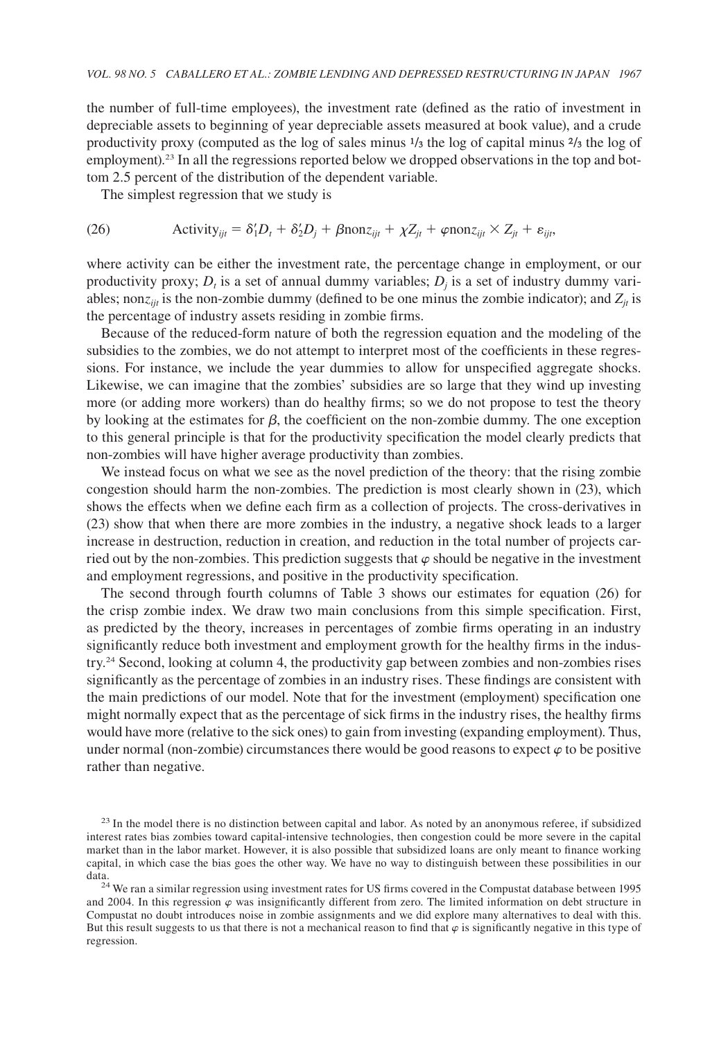the number of full-time employees), the investment rate (defined as the ratio of investment in depreciable assets to beginning of year depreciable assets measured at book value), and a crude productivity proxy (computed as the log of sales minus ⅓ the log of capital minus ⅔ the log of employment).[23] In all the regressions reported below we dropped observations in the top and bottom 2.5 percent of the distribution of the dependent variable.

The simplest regression that we study is

$$\text{(26)} \qquad \text{Activity}_{ijt} = \delta_1' D_t + \delta_2' D_j + \beta \text{nonz}_{ijt} + \chi Z_{jt} + \varphi \text{nonz}_{ijt} \times Z_{jt} + \varepsilon_{ijt},$$

where activity can be either the investment rate, the percentage change in employment, or our productivity proxy; $D_t$ is a set of annual dummy variables; $D_j$ is a set of industry dummy variables; $\text{nonz}_{ijt}$ is the non-zombie dummy (defined to be one minus the zombie indicator); and $Z_{jt}$ is the percentage of industry assets residing in zombie firms.

Because of the reduced-form nature of both the regression equation and the modeling of the subsidies to the zombies, we do not attempt to interpret most of the coefficients in these regressions. For instance, we include the year dummies to allow for unspecified aggregate shocks. Likewise, we can imagine that the zombies' subsidies are so large that they wind up investing more (or adding more workers) than do healthy firms; so we do not propose to test the theory by looking at the estimates for $\beta$, the coefficient on the non-zombie dummy. The one exception to this general principle is that for the productivity specification the model clearly predicts that non-zombies will have higher average productivity than zombies.

We instead focus on what we see as the novel prediction of the theory: that the rising zombie congestion should harm the non-zombies. The prediction is most clearly shown in (23), which shows the effects when we define each firm as a collection of projects. The cross-derivatives in (23) show that when there are more zombies in the industry, a negative shock leads to a larger increase in destruction, reduction in creation, and reduction in the total number of projects carried out by the non-zombies. This prediction suggests that $\varphi$ should be negative in the investment and employment regressions, and positive in the productivity specification.

The second through fourth columns of Table 3 shows our estimates for equation (26) for the crisp zombie index. We draw two main conclusions from this simple specification. First, as predicted by the theory, increases in percentages of zombie firms operating in an industry significantly reduce both investment and employment growth for the healthy firms in the industry.[24] Second, looking at column 4, the productivity gap between zombies and non-zombies rises significantly as the percentage of zombies in an industry rises. These findings are consistent with the main predictions of our model. Note that for the investment (employment) specification one might normally expect that as the percentage of sick firms in the industry rises, the healthy firms would have more (relative to the sick ones) to gain from investing (expanding employment). Thus, under normal (non-zombie) circumstances there would be good reasons to expect $\varphi$ to be positive rather than negative.

[23] In the model there is no distinction between capital and labor. As noted by an anonymous referee, if subsidized interest rates bias zombies toward capital-intensive technologies, then congestion could be more severe in the capital market than in the labor market. However, it is also possible that subsidized loans are only meant to finance working capital, in which case the bias goes the other way. We have no way to distinguish between these possibilities in our data.

[24] We ran a similar regression using investment rates for US firms covered in the Compustat database between 1995 and 2004. In this regression $\varphi$ was insignificantly different from zero. The limited information on debt structure in Compustat no doubt introduces noise in zombie assignments and we did explore many alternatives to deal with this. But this result suggests to us that there is not a mechanical reason to find that $\varphi$ is significantly negative in this type of regression.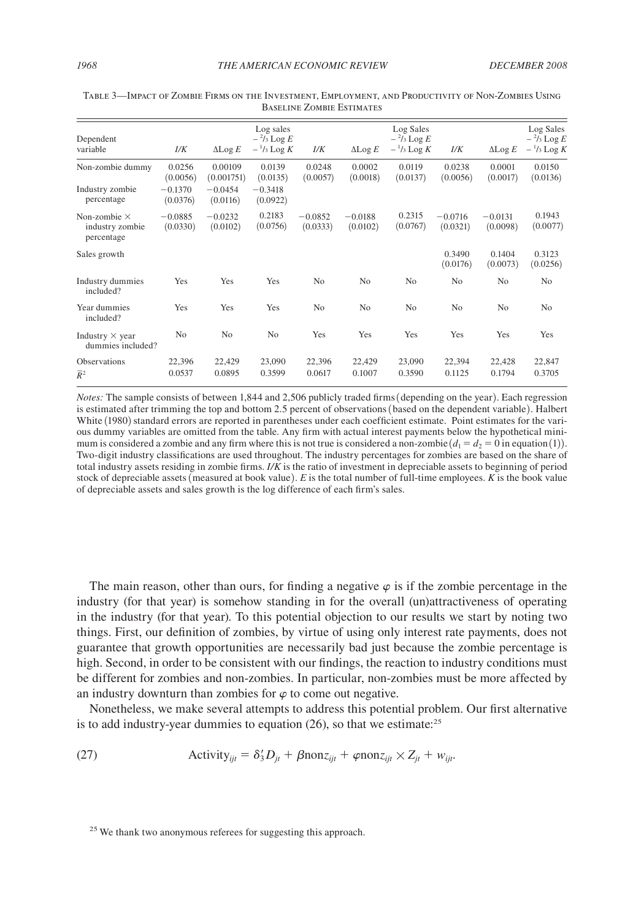Table 3—Impact of Zombie Firms on the Investment, Employment, and Productivity of Non-Zombies Using Baseline Zombie Estimates

| Dependent variable | $I/K$ | $\Delta \text{Log } E$ | Log sales $-\,^2\!/_3 \text{ Log } E$ $-\,^1\!/_3 \text{ Log } K$ | $I/K$ | $\Delta \text{Log } E$ | Log Sales $-\,^2\!/_3 \text{ Log } E$ $-\,^1\!/_3 \text{ Log } K$ | $I/K$ | $\Delta \text{Log } E$ | Log Sales $-\,^2\!/_3 \text{ Log } E$ $-\,^1\!/_3 \text{ Log } K$ |
|---|---|---|---|---|---|---|---|---|---|
| Non-zombie dummy | 0.0256 (0.0056) | 0.00109 (0.001751) | 0.0139 (0.0135) | 0.0248 (0.0057) | 0.0002 (0.0018) | 0.0119 (0.0137) | 0.0238 (0.0056) | 0.0001 (0.0017) | 0.0150 (0.0136) |
| Industry zombie percentage | −0.1370 (0.0376) | −0.0454 (0.0116) | −0.3418 (0.0922) | | | | | | |
| Non-zombie × industry zombie percentage | −0.0885 (0.0330) | −0.0232 (0.0102) | 0.2183 (0.0756) | −0.0852 (0.0333) | −0.0188 (0.0102) | 0.2315 (0.0767) | −0.0716 (0.0321) | −0.0131 (0.0098) | 0.1943 (0.0077) |
| Sales growth | | | | | | | 0.3490 (0.0176) | 0.1404 (0.0073) | 0.3123 (0.0256) |
| Industry dummies included? | Yes | Yes | Yes | No | No | No | No | No | No |
| Year dummies included? | Yes | Yes | Yes | No | No | No | No | No | No |
| Industry × year dummies included? | No | No | No | Yes | Yes | Yes | Yes | Yes | Yes |
| Observations | 22,396 | 22,429 | 23,090 | 22,396 | 22,429 | 23,090 | 22,394 | 22,428 | 22,847 |
| $\bar{R}^2$ | 0.0537 | 0.0895 | 0.3599 | 0.0617 | 0.1007 | 0.3590 | 0.1125 | 0.1794 | 0.3705 |

*Notes:* The sample consists of between 1,844 and 2,506 publicly traded firms (depending on the year). Each regression is estimated after trimming the top and bottom 2.5 percent of observations (based on the dependent variable). Halbert White (1980) standard errors are reported in parentheses under each coefficient estimate. Point estimates for the various dummy variables are omitted from the table. Any firm with actual interest payments below the hypothetical minimum is considered a zombie and any firm where this is not true is considered a non-zombie ($d_1 = d_2 = 0$ in equation (1)). Two-digit industry classifications are used throughout. The industry percentages for zombies are based on the share of total industry assets residing in zombie firms. *I/K* is the ratio of investment in depreciable assets to beginning of period stock of depreciable assets (measured at book value). *E* is the total number of full-time employees. *K* is the book value of depreciable assets and sales growth is the log difference of each firm's sales.

The main reason, other than ours, for finding a negative $\varphi$ is if the zombie percentage in the industry (for that year) is somehow standing in for the overall (un)attractiveness of operating in the industry (for that year). To this potential objection to our results we start by noting two things. First, our definition of zombies, by virtue of using only interest rate payments, does not guarantee that growth opportunities are necessarily bad just because the zombie percentage is high. Second, in order to be consistent with our findings, the reaction to industry conditions must be different for zombies and non-zombies. In particular, non-zombies must be more affected by an industry downturn than zombies for $\varphi$ to come out negative.

Nonetheless, we make several attempts to address this potential problem. Our first alternative is to add industry-year dummies to equation (26), so that we estimate:[25]

$$\text{Activity}_{ijt} = \delta_3' D_{jt} + \beta \text{nonz}_{ijt} + \varphi \text{nonz}_{ijt} \times Z_{jt} + w_{ijt}. \tag{27}$$

[25] We thank two anonymous referees for suggesting this approach.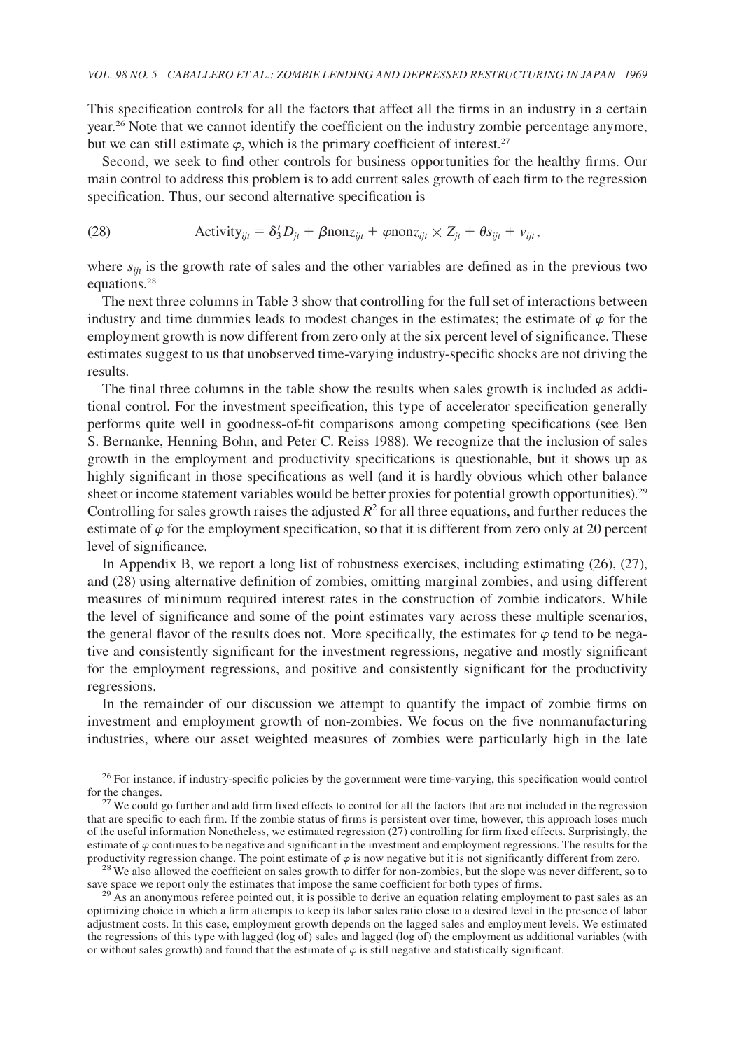This specification controls for all the factors that affect all the firms in an industry in a certain year.[26] Note that we cannot identify the coefficient on the industry zombie percentage anymore, but we can still estimate $\varphi$, which is the primary coefficient of interest.[27]

Second, we seek to find other controls for business opportunities for the healthy firms. Our main control to address this problem is to add current sales growth of each firm to the regression specification. Thus, our second alternative specification is

$$\text{Activity}_{ijt} = \delta_3' D_{jt} + \beta \text{nonz}_{ijt} + \varphi \text{nonz}_{ijt} \times Z_{jt} + \theta s_{ijt} + v_{ijt}, \tag{28}$$

where $s_{ijt}$ is the growth rate of sales and the other variables are defined as in the previous two equations.[28]

The next three columns in Table 3 show that controlling for the full set of interactions between industry and time dummies leads to modest changes in the estimates; the estimate of $\varphi$ for the employment growth is now different from zero only at the six percent level of significance. These estimates suggest to us that unobserved time-varying industry-specific shocks are not driving the results.

The final three columns in the table show the results when sales growth is included as additional control. For the investment specification, this type of accelerator specification generally performs quite well in goodness-of-fit comparisons among competing specifications (see Ben S. Bernanke, Henning Bohn, and Peter C. Reiss 1988). We recognize that the inclusion of sales growth in the employment and productivity specifications is questionable, but it shows up as highly significant in those specifications as well (and it is hardly obvious which other balance sheet or income statement variables would be better proxies for potential growth opportunities).[29] Controlling for sales growth raises the adjusted $R^2$ for all three equations, and further reduces the estimate of $\varphi$ for the employment specification, so that it is different from zero only at 20 percent level of significance.

In Appendix B, we report a long list of robustness exercises, including estimating (26), (27), and (28) using alternative definition of zombies, omitting marginal zombies, and using different measures of minimum required interest rates in the construction of zombie indicators. While the level of significance and some of the point estimates vary across these multiple scenarios, the general flavor of the results does not. More specifically, the estimates for $\varphi$ tend to be negative and consistently significant for the investment regressions, negative and mostly significant for the employment regressions, and positive and consistently significant for the productivity regressions.

In the remainder of our discussion we attempt to quantify the impact of zombie firms on investment and employment growth of non-zombies. We focus on the five nonmanufacturing industries, where our asset weighted measures of zombies were particularly high in the late

[26] For instance, if industry-specific policies by the government were time-varying, this specification would control for the changes.

[27] We could go further and add firm fixed effects to control for all the factors that are not included in the regression that are specific to each firm. If the zombie status of firms is persistent over time, however, this approach loses much of the useful information Nonetheless, we estimated regression (27) controlling for firm fixed effects. Surprisingly, the estimate of $\varphi$ continues to be negative and significant in the investment and employment regressions. The results for the productivity regression change. The point estimate of $\varphi$ is now negative but it is not significantly different from zero.

[28] We also allowed the coefficient on sales growth to differ for non-zombies, but the slope was never different, so to save space we report only the estimates that impose the same coefficient for both types of firms.

[29] As an anonymous referee pointed out, it is possible to derive an equation relating employment to past sales as an optimizing choice in which a firm attempts to keep its labor sales ratio close to a desired level in the presence of labor adjustment costs. In this case, employment growth depends on the lagged sales and employment levels. We estimated the regressions of this type with lagged (log of) sales and lagged (log of) the employment as additional variables (with or without sales growth) and found that the estimate of $\varphi$ is still negative and statistically significant.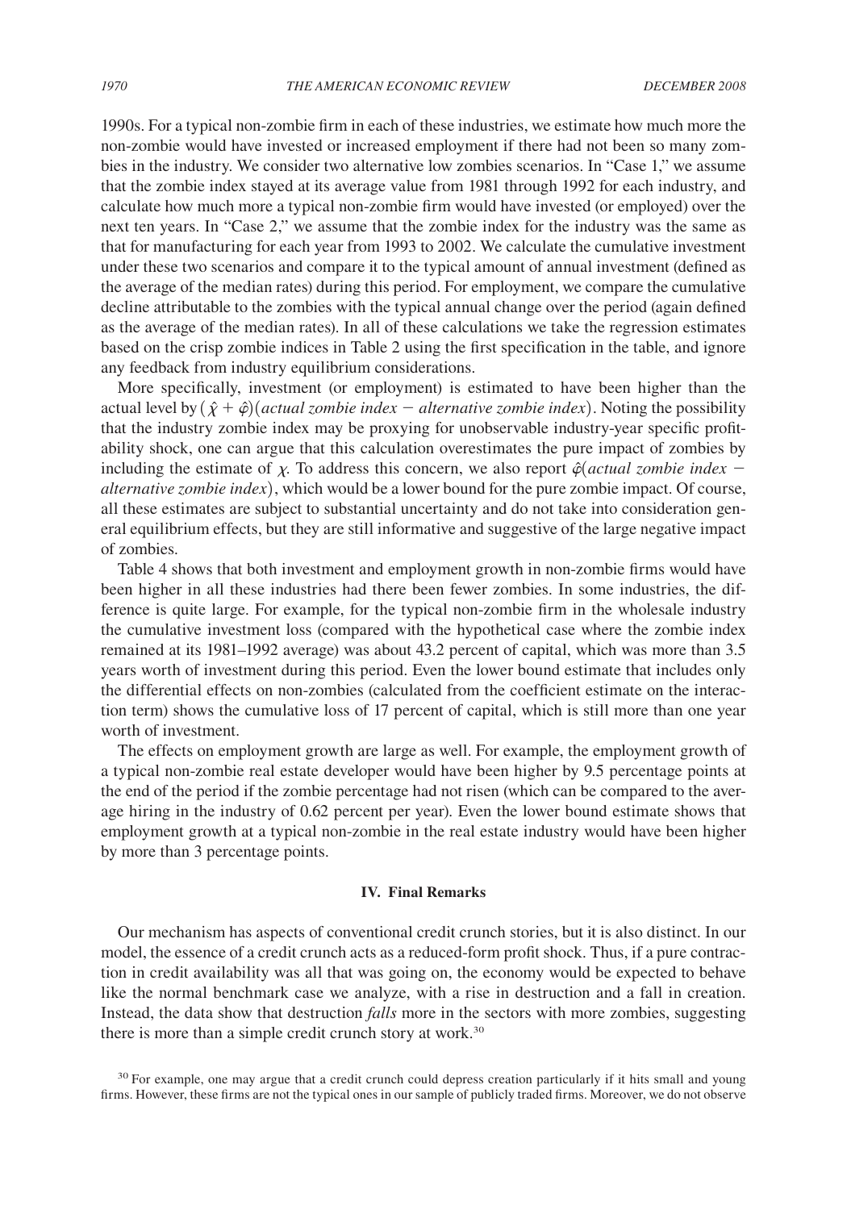1990s. For a typical non-zombie firm in each of these industries, we estimate how much more the non-zombie would have invested or increased employment if there had not been so many zombies in the industry. We consider two alternative low zombies scenarios. In "Case 1," we assume that the zombie index stayed at its average value from 1981 through 1992 for each industry, and calculate how much more a typical non-zombie firm would have invested (or employed) over the next ten years. In "Case 2," we assume that the zombie index for the industry was the same as that for manufacturing for each year from 1993 to 2002. We calculate the cumulative investment under these two scenarios and compare it to the typical amount of annual investment (defined as the average of the median rates) during this period. For employment, we compare the cumulative decline attributable to the zombies with the typical annual change over the period (again defined as the average of the median rates). In all of these calculations we take the regression estimates based on the crisp zombie indices in Table 2 using the first specification in the table, and ignore any feedback from industry equilibrium considerations.

More specifically, investment (or employment) is estimated to have been higher than the actual level by $(\hat{\chi} + \hat{\varphi})(\textit{actual zombie index} - \textit{alternative zombie index})$. Noting the possibility that the industry zombie index may be proxying for unobservable industry-year specific profitability shock, one can argue that this calculation overestimates the pure impact of zombies by including the estimate of $\chi$. To address this concern, we also report $\hat{\varphi}(\textit{actual zombie index} - \textit{alternative zombie index})$, which would be a lower bound for the pure zombie impact. Of course, all these estimates are subject to substantial uncertainty and do not take into consideration general equilibrium effects, but they are still informative and suggestive of the large negative impact of zombies.

Table 4 shows that both investment and employment growth in non-zombie firms would have been higher in all these industries had there been fewer zombies. In some industries, the difference is quite large. For example, for the typical non-zombie firm in the wholesale industry the cumulative investment loss (compared with the hypothetical case where the zombie index remained at its 1981–1992 average) was about 43.2 percent of capital, which was more than 3.5 years worth of investment during this period. Even the lower bound estimate that includes only the differential effects on non-zombies (calculated from the coefficient estimate on the interaction term) shows the cumulative loss of 17 percent of capital, which is still more than one year worth of investment.

The effects on employment growth are large as well. For example, the employment growth of a typical non-zombie real estate developer would have been higher by 9.5 percentage points at the end of the period if the zombie percentage had not risen (which can be compared to the average hiring in the industry of 0.62 percent per year). Even the lower bound estimate shows that employment growth at a typical non-zombie in the real estate industry would have been higher by more than 3 percentage points.

## IV. Final Remarks

Our mechanism has aspects of conventional credit crunch stories, but it is also distinct. In our model, the essence of a credit crunch acts as a reduced-form profit shock. Thus, if a pure contraction in credit availability was all that was going on, the economy would be expected to behave like the normal benchmark case we analyze, with a rise in destruction and a fall in creation. Instead, the data show that destruction *falls* more in the sectors with more zombies, suggesting there is more than a simple credit crunch story at work.[30]

[30] For example, one may argue that a credit crunch could depress creation particularly if it hits small and young firms. However, these firms are not the typical ones in our sample of publicly traded firms. Moreover, we do not observe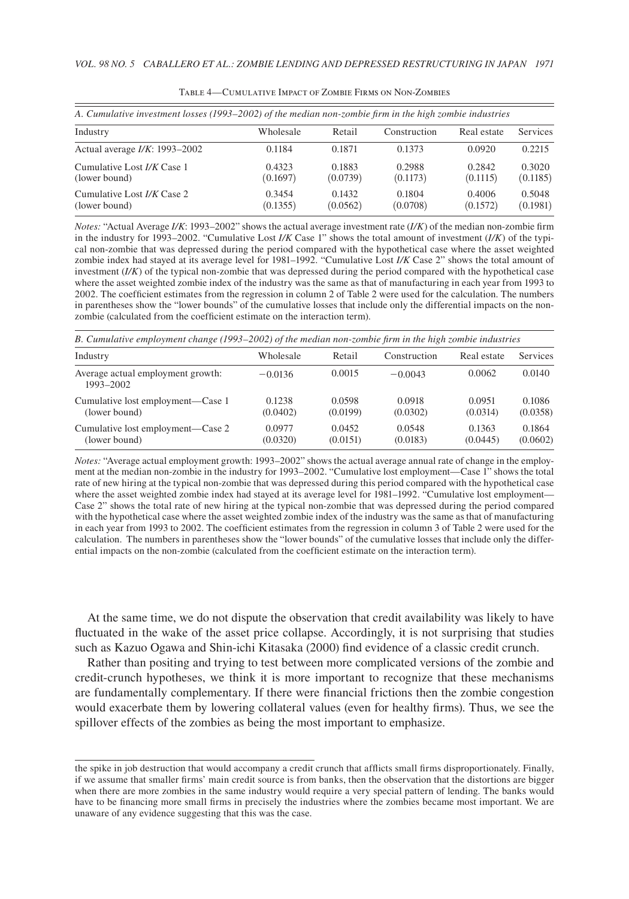Table 4—Cumulative Impact of Zombie Firms on Non-Zombies

*A. Cumulative investment losses (1993–2002) of the median non-zombie firm in the high zombie industries*

| Industry | Wholesale | Retail | Construction | Real estate | Services |
|---|---|---|---|---|---|
| Actual average *I/K*: 1993–2002 | 0.1184 | 0.1871 | 0.1373 | 0.0920 | 0.2215 |
| Cumulative Lost *I/K* Case 1 | 0.4323 | 0.1883 | 0.2988 | 0.2842 | 0.3020 |
| (lower bound) | (0.1697) | (0.0739) | (0.1173) | (0.1115) | (0.1185) |
| Cumulative Lost *I/K* Case 2 | 0.3454 | 0.1432 | 0.1804 | 0.4006 | 0.5048 |
| (lower bound) | (0.1355) | (0.0562) | (0.0708) | (0.1572) | (0.1981) |

*Notes:* "Actual Average *I/K*: 1993–2002" shows the actual average investment rate (*I/K*) of the median non-zombie firm in the industry for 1993–2002. "Cumulative Lost *I/K* Case 1" shows the total amount of investment (*I/K*) of the typical non-zombie that was depressed during the period compared with the hypothetical case where the asset weighted zombie index had stayed at its average level for 1981–1992. "Cumulative Lost *I/K* Case 2" shows the total amount of investment (*I/K*) of the typical non-zombie that was depressed during the period compared with the hypothetical case where the asset weighted zombie index of the industry was the same as that of manufacturing in each year from 1993 to 2002. The coefficient estimates from the regression in column 2 of Table 2 were used for the calculation. The numbers in parentheses show the "lower bounds" of the cumulative losses that include only the differential impacts on the non-zombie (calculated from the coefficient estimate on the interaction term).

*B. Cumulative employment change (1993–2002) of the median non-zombie firm in the high zombie industries*

| Industry | Wholesale | Retail | Construction | Real estate | Services |
|---|---|---|---|---|---|
| Average actual employment growth: 1993–2002 | −0.0136 | 0.0015 | −0.0043 | 0.0062 | 0.0140 |
| Cumulative lost employment—Case 1 | 0.1238 | 0.0598 | 0.0918 | 0.0951 | 0.1086 |
| (lower bound) | (0.0402) | (0.0199) | (0.0302) | (0.0314) | (0.0358) |
| Cumulative lost employment—Case 2 | 0.0977 | 0.0452 | 0.0548 | 0.1363 | 0.1864 |
| (lower bound) | (0.0320) | (0.0151) | (0.0183) | (0.0445) | (0.0602) |

*Notes:* "Average actual employment growth: 1993–2002" shows the actual average annual rate of change in the employment at the median non-zombie in the industry for 1993–2002. "Cumulative lost employment—Case 1" shows the total rate of new hiring at the typical non-zombie that was depressed during this period compared with the hypothetical case where the asset weighted zombie index had stayed at its average level for 1981–1992. "Cumulative lost employment—Case 2" shows the total rate of new hiring at the typical non-zombie that was depressed during the period compared with the hypothetical case where the asset weighted zombie index of the industry was the same as that of manufacturing in each year from 1993 to 2002. The coefficient estimates from the regression in column 3 of Table 2 were used for the calculation. The numbers in parentheses show the "lower bounds" of the cumulative losses that include only the differential impacts on the non-zombie (calculated from the coefficient estimate on the interaction term).

At the same time, we do not dispute the observation that credit availability was likely to have fluctuated in the wake of the asset price collapse. Accordingly, it is not surprising that studies such as Kazuo Ogawa and Shin-ichi Kitasaka (2000) find evidence of a classic credit crunch.

Rather than positing and trying to test between more complicated versions of the zombie and credit-crunch hypotheses, we think it is more important to recognize that these mechanisms are fundamentally complementary. If there were financial frictions then the zombie congestion would exacerbate them by lowering collateral values (even for healthy firms). Thus, we see the spillover effects of the zombies as being the most important to emphasize.

the spike in job destruction that would accompany a credit crunch that afflicts small firms disproportionately. Finally, if we assume that smaller firms' main credit source is from banks, then the observation that the distortions are bigger when there are more zombies in the same industry would require a very special pattern of lending. The banks would have to be financing more small firms in precisely the industries where the zombies became most important. We are unaware of any evidence suggesting that this was the case.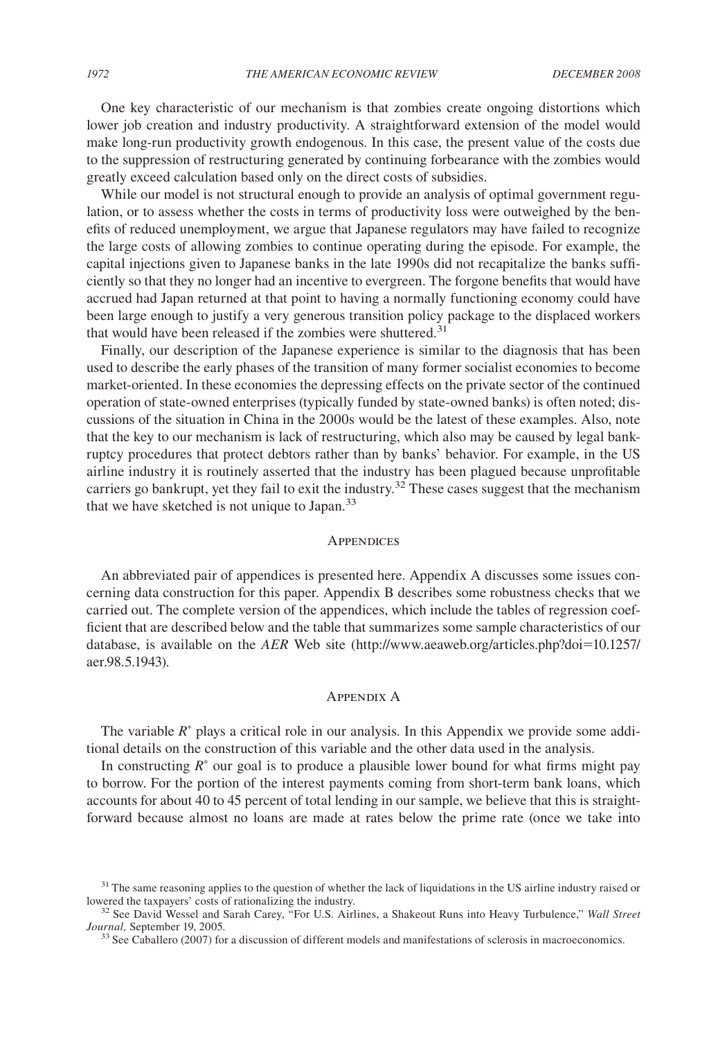One key characteristic of our mechanism is that zombies create ongoing distortions which lower job creation and industry productivity. A straightforward extension of the model would make long-run productivity growth endogenous. In this case, the present value of the costs due to the suppression of restructuring generated by continuing forbearance with the zombies would greatly exceed calculation based only on the direct costs of subsidies.

While our model is not structural enough to provide an analysis of optimal government regulation, or to assess whether the costs in terms of productivity loss were outweighed by the benefits of reduced unemployment, we argue that Japanese regulators may have failed to recognize the large costs of allowing zombies to continue operating during the episode. For example, the capital injections given to Japanese banks in the late 1990s did not recapitalize the banks sufficiently so that they no longer had an incentive to evergreen. The forgone benefits that would have accrued had Japan returned at that point to having a normally functioning economy could have been large enough to justify a very generous transition policy package to the displaced workers that would have been released if the zombies were shuttered.[31]

Finally, our description of the Japanese experience is similar to the diagnosis that has been used to describe the early phases of the transition of many former socialist economies to become market-oriented. In these economies the depressing effects on the private sector of the continued operation of state-owned enterprises (typically funded by state-owned banks) is often noted; discussions of the situation in China in the 2000s would be the latest of these examples. Also, note that the key to our mechanism is lack of restructuring, which also may be caused by legal bankruptcy procedures that protect debtors rather than by banks' behavior. For example, in the US airline industry it is routinely asserted that the industry has been plagued because unprofitable carriers go bankrupt, yet they fail to exit the industry.[32] These cases suggest that the mechanism that we have sketched is not unique to Japan.[33]

## Appendices

An abbreviated pair of appendices is presented here. Appendix A discusses some issues concerning data construction for this paper. Appendix B describes some robustness checks that we carried out. The complete version of the appendices, which include the tables of regression coefficient that are described below and the table that summarizes some sample characteristics of our database, is available on the *AER* Web site (http://www.aeaweb.org/articles.php?doi=10.1257/aer.98.5.1943).

### Appendix A

The variable $R^*$ plays a critical role in our analysis. In this Appendix we provide some additional details on the construction of this variable and the other data used in the analysis.

In constructing $R^*$ our goal is to produce a plausible lower bound for what firms might pay to borrow. For the portion of the interest payments coming from short-term bank loans, which accounts for about 40 to 45 percent of total lending in our sample, we believe that this is straightforward because almost no loans are made at rates below the prime rate (once we take into

[31] The same reasoning applies to the question of whether the lack of liquidations in the US airline industry raised or lowered the taxpayers' costs of rationalizing the industry.

[32] See David Wessel and Sarah Carey, "For U.S. Airlines, a Shakeout Runs into Heavy Turbulence," *Wall Street Journal,* September 19, 2005.

[33] See Caballero (2007) for a discussion of different models and manifestations of sclerosis in macroeconomics.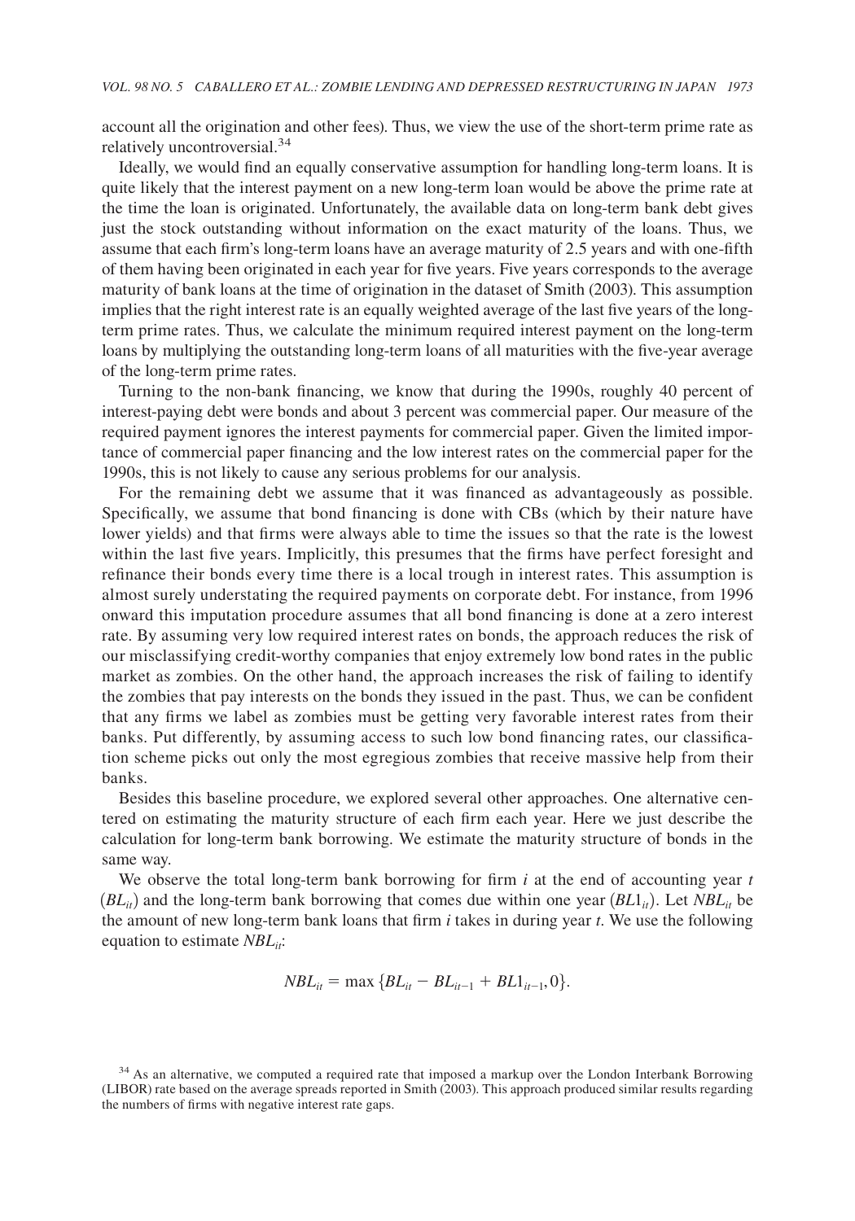account all the origination and other fees). Thus, we view the use of the short-term prime rate as relatively uncontroversial.[34]

Ideally, we would find an equally conservative assumption for handling long-term loans. It is quite likely that the interest payment on a new long-term loan would be above the prime rate at the time the loan is originated. Unfortunately, the available data on long-term bank debt gives just the stock outstanding without information on the exact maturity of the loans. Thus, we assume that each firm's long-term loans have an average maturity of 2.5 years and with one-fifth of them having been originated in each year for five years. Five years corresponds to the average maturity of bank loans at the time of origination in the dataset of Smith (2003). This assumption implies that the right interest rate is an equally weighted average of the last five years of the long-term prime rates. Thus, we calculate the minimum required interest payment on the long-term loans by multiplying the outstanding long-term loans of all maturities with the five-year average of the long-term prime rates.

Turning to the non-bank financing, we know that during the 1990s, roughly 40 percent of interest-paying debt were bonds and about 3 percent was commercial paper. Our measure of the required payment ignores the interest payments for commercial paper. Given the limited importance of commercial paper financing and the low interest rates on the commercial paper for the 1990s, this is not likely to cause any serious problems for our analysis.

For the remaining debt we assume that it was financed as advantageously as possible. Specifically, we assume that bond financing is done with CBs (which by their nature have lower yields) and that firms were always able to time the issues so that the rate is the lowest within the last five years. Implicitly, this presumes that the firms have perfect foresight and refinance their bonds every time there is a local trough in interest rates. This assumption is almost surely understating the required payments on corporate debt. For instance, from 1996 onward this imputation procedure assumes that all bond financing is done at a zero interest rate. By assuming very low required interest rates on bonds, the approach reduces the risk of our misclassifying credit-worthy companies that enjoy extremely low bond rates in the public market as zombies. On the other hand, the approach increases the risk of failing to identify the zombies that pay interests on the bonds they issued in the past. Thus, we can be confident that any firms we label as zombies must be getting very favorable interest rates from their banks. Put differently, by assuming access to such low bond financing rates, our classification scheme picks out only the most egregious zombies that receive massive help from their banks.

Besides this baseline procedure, we explored several other approaches. One alternative centered on estimating the maturity structure of each firm each year. Here we just describe the calculation for long-term bank borrowing. We estimate the maturity structure of bonds in the same way.

We observe the total long-term bank borrowing for firm $i$ at the end of accounting year $t$ ($BL_{it}$) and the long-term bank borrowing that comes due within one year ($BL1_{it}$). Let $NBL_{it}$ be the amount of new long-term bank loans that firm $i$ takes in during year $t$. We use the following equation to estimate $NBL_{it}$:

$$NBL_{it} = \max\{BL_{it} - BL_{it-1} + BL1_{it-1}, 0\}.$$

[34] As an alternative, we computed a required rate that imposed a markup over the London Interbank Borrowing (LIBOR) rate based on the average spreads reported in Smith (2003). This approach produced similar results regarding the numbers of firms with negative interest rate gaps.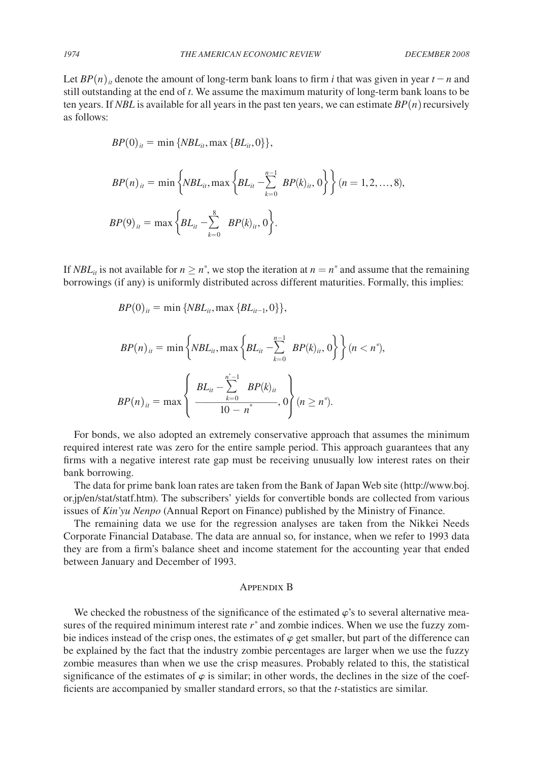Let $BP(n)_{it}$ denote the amount of long-term bank loans to firm $i$ that was given in year $t - n$ and still outstanding at the end of $t$. We assume the maximum maturity of long-term bank loans to be ten years. If *NBL* is available for all years in the past ten years, we can estimate $BP(n)$ recursively as follows:

$$BP(0)_{it} = \min\{NBL_{it}, \max\{BL_{it}, 0\}\},$$

$$BP(n)_{it} = \min\left\{NBL_{it}, \max\left\{BL_{it} - \sum_{k=0}^{n-1} BP(k)_{it}, 0\right\}\right\} (n = 1, 2, \ldots, 8),$$

$$BP(9)_{it} = \max\left\{BL_{it} - \sum_{k=0}^{8} BP(k)_{it}, 0\right\}.$$

If $NBL_{it}$ is not available for $n \geq n^*$, we stop the iteration at $n = n^*$ and assume that the remaining borrowings (if any) is uniformly distributed across different maturities. Formally, this implies:

$$BP(0)_{it} = \min\{NBL_{it}, \max\{BL_{it-1}, 0\}\},$$

$$BP(n)_{it} = \min\left\{NBL_{it}, \max\left\{BL_{it} - \sum_{k=0}^{n-1} BP(k)_{it}, 0\right\}\right\} (n < n^*),$$

$$BP(n)_{it} = \max\left\{\frac{BL_{it} - \sum_{k=0}^{n^*-1} BP(k)_{it}}{10 - n^*}, 0\right\} (n \geq n^*).$$

For bonds, we also adopted an extremely conservative approach that assumes the minimum required interest rate was zero for the entire sample period. This approach guarantees that any firms with a negative interest rate gap must be receiving unusually low interest rates on their bank borrowing.

The data for prime bank loan rates are taken from the Bank of Japan Web site (http://www.boj.or.jp/en/stat/statf.htm). The subscribers' yields for convertible bonds are collected from various issues of *Kin'yu Nenpo* (Annual Report on Finance) published by the Ministry of Finance.

The remaining data we use for the regression analyses are taken from the Nikkei Needs Corporate Financial Database. The data are annual so, for instance, when we refer to 1993 data they are from a firm's balance sheet and income statement for the accounting year that ended between January and December of 1993.

## Appendix B

We checked the robustness of the significance of the estimated $\varphi$'s to several alternative measures of the required minimum interest rate $r^*$ and zombie indices. When we use the fuzzy zombie indices instead of the crisp ones, the estimates of $\varphi$ get smaller, but part of the difference can be explained by the fact that the industry zombie percentages are larger when we use the fuzzy zombie measures than when we use the crisp measures. Probably related to this, the statistical significance of the estimates of $\varphi$ is similar; in other words, the declines in the size of the coefficients are accompanied by smaller standard errors, so that the $t$-statistics are similar.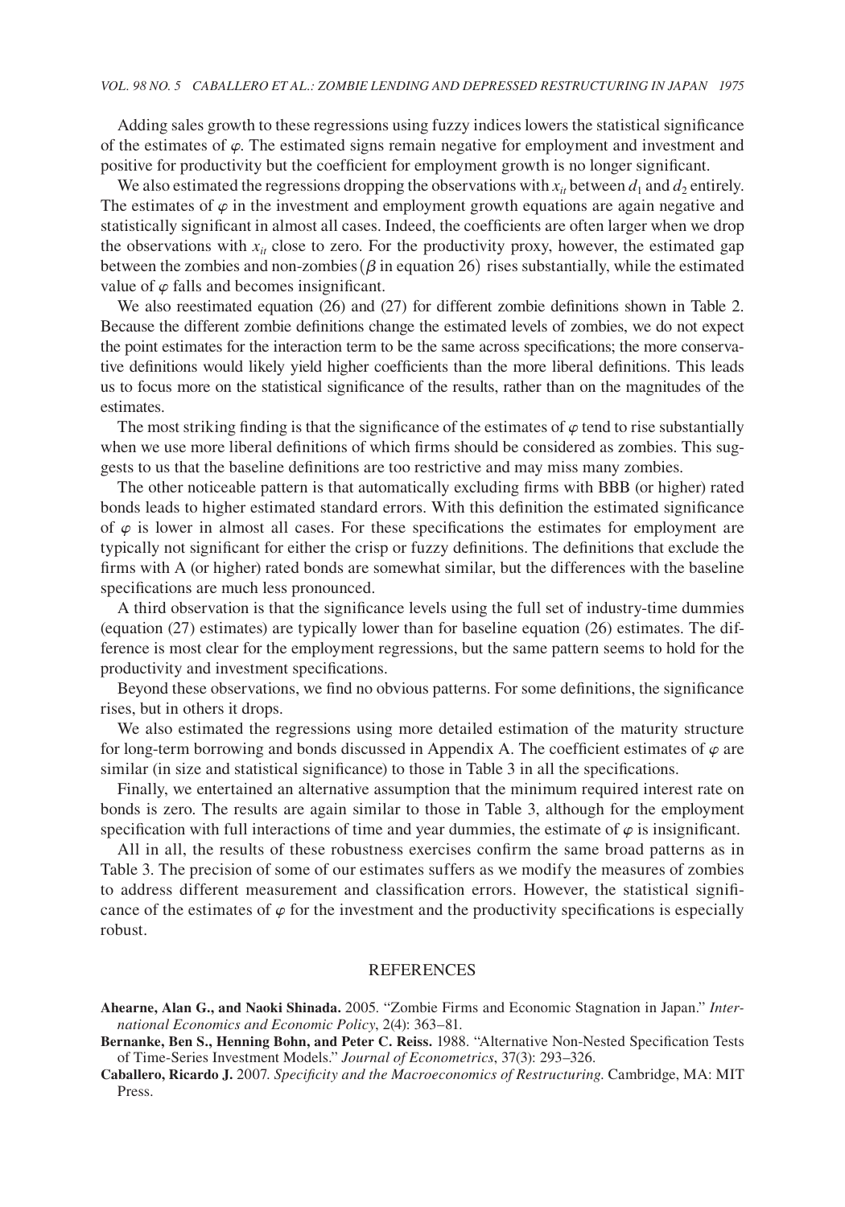Adding sales growth to these regressions using fuzzy indices lowers the statistical significance of the estimates of $\varphi$. The estimated signs remain negative for employment and investment and positive for productivity but the coefficient for employment growth is no longer significant.

We also estimated the regressions dropping the observations with $x_{it}$ between $d_1$ and $d_2$ entirely. The estimates of $\varphi$ in the investment and employment growth equations are again negative and statistically significant in almost all cases. Indeed, the coefficients are often larger when we drop the observations with $x_{it}$ close to zero. For the productivity proxy, however, the estimated gap between the zombies and non-zombies ($\beta$ in equation 26) rises substantially, while the estimated value of $\varphi$ falls and becomes insignificant.

We also reestimated equation (26) and (27) for different zombie definitions shown in Table 2. Because the different zombie definitions change the estimated levels of zombies, we do not expect the point estimates for the interaction term to be the same across specifications; the more conservative definitions would likely yield higher coefficients than the more liberal definitions. This leads us to focus more on the statistical significance of the results, rather than on the magnitudes of the estimates.

The most striking finding is that the significance of the estimates of $\varphi$ tend to rise substantially when we use more liberal definitions of which firms should be considered as zombies. This suggests to us that the baseline definitions are too restrictive and may miss many zombies.

The other noticeable pattern is that automatically excluding firms with BBB (or higher) rated bonds leads to higher estimated standard errors. With this definition the estimated significance of $\varphi$ is lower in almost all cases. For these specifications the estimates for employment are typically not significant for either the crisp or fuzzy definitions. The definitions that exclude the firms with A (or higher) rated bonds are somewhat similar, but the differences with the baseline specifications are much less pronounced.

A third observation is that the significance levels using the full set of industry-time dummies (equation (27) estimates) are typically lower than for baseline equation (26) estimates. The difference is most clear for the employment regressions, but the same pattern seems to hold for the productivity and investment specifications.

Beyond these observations, we find no obvious patterns. For some definitions, the significance rises, but in others it drops.

We also estimated the regressions using more detailed estimation of the maturity structure for long-term borrowing and bonds discussed in Appendix A. The coefficient estimates of $\varphi$ are similar (in size and statistical significance) to those in Table 3 in all the specifications.

Finally, we entertained an alternative assumption that the minimum required interest rate on bonds is zero. The results are again similar to those in Table 3, although for the employment specification with full interactions of time and year dummies, the estimate of $\varphi$ is insignificant.

All in all, the results of these robustness exercises confirm the same broad patterns as in Table 3. The precision of some of our estimates suffers as we modify the measures of zombies to address different measurement and classification errors. However, the statistical significance of the estimates of $\varphi$ for the investment and the productivity specifications is especially robust.

## REFERENCES

**Ahearne, Alan G., and Naoki Shinada.** 2005. "Zombie Firms and Economic Stagnation in Japan." *International Economics and Economic Policy*, 2(4): 363–81.

**Bernanke, Ben S., Henning Bohn, and Peter C. Reiss.** 1988. "Alternative Non-Nested Specification Tests of Time-Series Investment Models." *Journal of Econometrics*, 37(3): 293–326.

**Caballero, Ricardo J.** 2007. *Specificity and the Macroeconomics of Restructuring.* Cambridge, MA: MIT Press.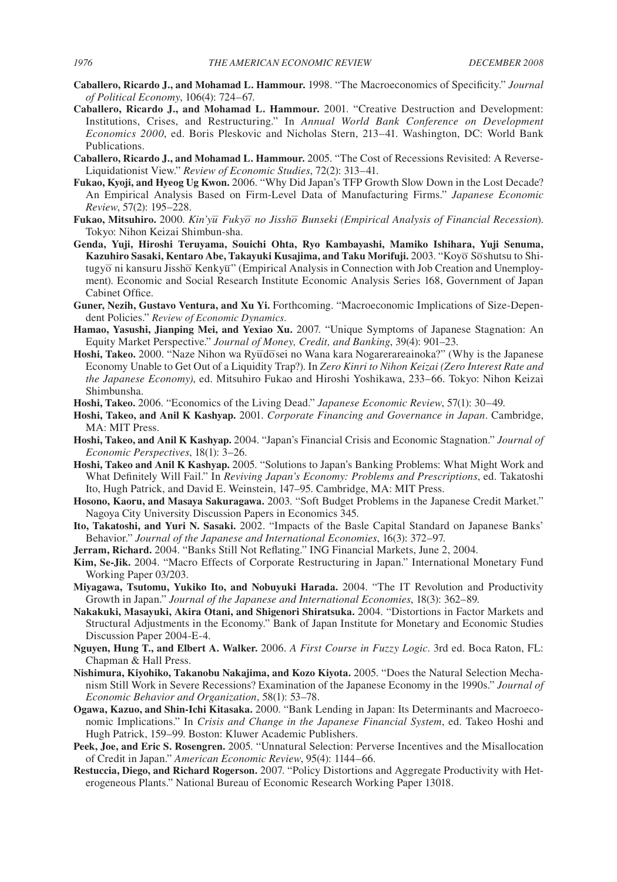**Caballero, Ricardo J., and Mohamad L. Hammour.** 1998. "The Macroeconomics of Specificity." *Journal of Political Economy*, 106(4): 724–67.

**Caballero, Ricardo J., and Mohamad L. Hammour.** 2001. "Creative Destruction and Development: Institutions, Crises, and Restructuring." In *Annual World Bank Conference on Development Economics 2000*, ed. Boris Pleskovic and Nicholas Stern, 213–41. Washington, DC: World Bank Publications.

**Caballero, Ricardo J., and Mohamad L. Hammour.** 2005. "The Cost of Recessions Revisited: A Reverse-Liquidationist View." *Review of Economic Studies*, 72(2): 313–41.

**Fukao, Kyoji, and Hyeog Ug Kwon.** 2006. "Why Did Japan's TFP Growth Slow Down in the Lost Decade? An Empirical Analysis Based on Firm-Level Data of Manufacturing Firms." *Japanese Economic Review*, 57(2): 195–228.

**Fukao, Mitsuhiro.** 2000. *Kin'yū Fukyō no Jisshō Bunseki (Empirical Analysis of Financial Recession*). Tokyo: Nihon Keizai Shimbun-sha.

**Genda, Yuji, Hiroshi Teruyama, Souichi Ohta, Ryo Kambayashi, Mamiko Ishihara, Yuji Senuma, Kazuhiro Sasaki, Kentaro Abe, Takayuki Kusajima, and Taku Morifuji.** 2003. "Koyō Sōshutsu to Shitugyō ni kansuru Jisshō Kenkyū" (Empirical Analysis in Connection with Job Creation and Unemployment). Economic and Social Research Institute Economic Analysis Series 168, Government of Japan Cabinet Office.

**Guner, Nezih, Gustavo Ventura, and Xu Yi.** Forthcoming. "Macroeconomic Implications of Size-Dependent Policies." *Review of Economic Dynamics*.

**Hamao, Yasushi, Jianping Mei, and Yexiao Xu.** 2007. "Unique Symptoms of Japanese Stagnation: An Equity Market Perspective." *Journal of Money, Credit, and Banking*, 39(4): 901–23.

**Hoshi, Takeo.** 2000. "Naze Nihon wa Ryūdōsei no Wana kara Nogarerareainoka?" (Why is the Japanese Economy Unable to Get Out of a Liquidity Trap?). In *Zero Kinri to Nihon Keizai (Zero Interest Rate and the Japanese Economy)*, ed. Mitsuhiro Fukao and Hiroshi Yoshikawa, 233–66. Tokyo: Nihon Keizai Shimbunsha.

**Hoshi, Takeo.** 2006. "Economics of the Living Dead." *Japanese Economic Review*, 57(1): 30–49.

**Hoshi, Takeo, and Anil K Kashyap.** 2001. *Corporate Financing and Governance in Japan*. Cambridge, MA: MIT Press.

**Hoshi, Takeo, and Anil K Kashyap.** 2004. "Japan's Financial Crisis and Economic Stagnation." *Journal of Economic Perspectives*, 18(1): 3–26.

**Hoshi, Takeo and Anil K Kashyap.** 2005. "Solutions to Japan's Banking Problems: What Might Work and What Definitely Will Fail." In *Reviving Japan's Economy: Problems and Prescriptions*, ed. Takatoshi Ito, Hugh Patrick, and David E. Weinstein, 147–95. Cambridge, MA: MIT Press.

**Hosono, Kaoru, and Masaya Sakuragawa.** 2003. "Soft Budget Problems in the Japanese Credit Market." Nagoya City University Discussion Papers in Economics 345.

**Ito, Takatoshi, and Yuri N. Sasaki.** 2002. "Impacts of the Basle Capital Standard on Japanese Banks' Behavior." *Journal of the Japanese and International Economies*, 16(3): 372–97.

**Jerram, Richard.** 2004. "Banks Still Not Reflating." ING Financial Markets, June 2, 2004.

**Kim, Se-Jik.** 2004. "Macro Effects of Corporate Restructuring in Japan." International Monetary Fund Working Paper 03/203.

**Miyagawa, Tsutomu, Yukiko Ito, and Nobuyuki Harada.** 2004. "The IT Revolution and Productivity Growth in Japan." *Journal of the Japanese and International Economies*, 18(3): 362–89.

**Nakakuki, Masayuki, Akira Otani, and Shigenori Shiratsuka.** 2004. "Distortions in Factor Markets and Structural Adjustments in the Economy." Bank of Japan Institute for Monetary and Economic Studies Discussion Paper 2004-E-4.

**Nguyen, Hung T., and Elbert A. Walker.** 2006. *A First Course in Fuzzy Logic*. 3rd ed. Boca Raton, FL: Chapman & Hall Press.

**Nishimura, Kiyohiko, Takanobu Nakajima, and Kozo Kiyota.** 2005. "Does the Natural Selection Mechanism Still Work in Severe Recessions? Examination of the Japanese Economy in the 1990s." *Journal of Economic Behavior and Organization*, 58(1): 53–78.

**Ogawa, Kazuo, and Shin-Ichi Kitasaka.** 2000. "Bank Lending in Japan: Its Determinants and Macroeconomic Implications." In *Crisis and Change in the Japanese Financial System*, ed. Takeo Hoshi and Hugh Patrick, 159–99. Boston: Kluwer Academic Publishers.

**Peek, Joe, and Eric S. Rosengren.** 2005. "Unnatural Selection: Perverse Incentives and the Misallocation of Credit in Japan." *American Economic Review*, 95(4): 1144–66.

**Restuccia, Diego, and Richard Rogerson.** 2007. "Policy Distortions and Aggregate Productivity with Heterogeneous Plants." National Bureau of Economic Research Working Paper 13018.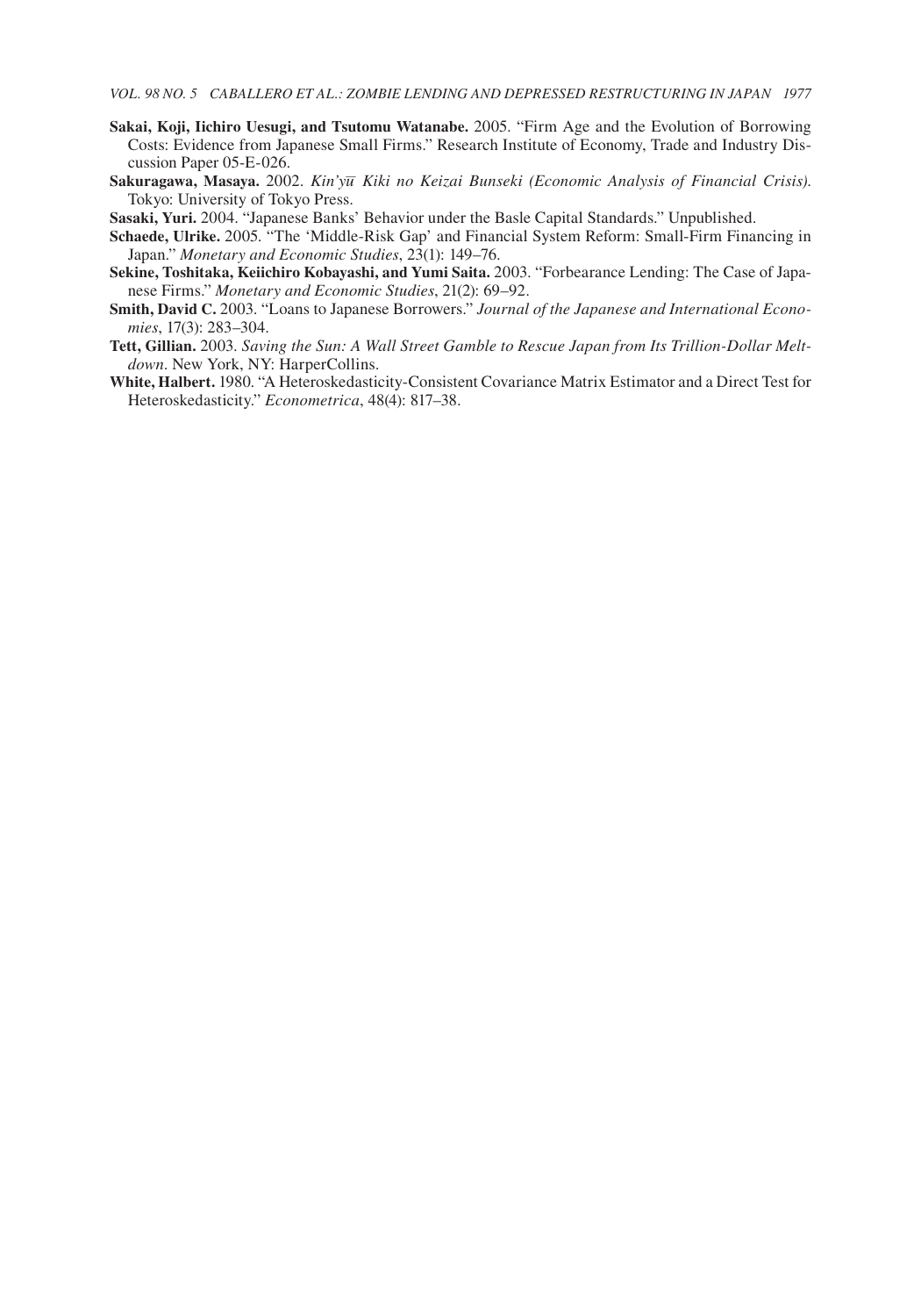**Sakai, Koji, Iichiro Uesugi, and Tsutomu Watanabe.** 2005. "Firm Age and the Evolution of Borrowing Costs: Evidence from Japanese Small Firms." Research Institute of Economy, Trade and Industry Discussion Paper 05-E-026.

**Sakuragawa, Masaya.** 2002. *Kin'yū Kiki no Keizai Bunseki (Economic Analysis of Financial Crisis).* Tokyo: University of Tokyo Press.

**Sasaki, Yuri.** 2004. "Japanese Banks' Behavior under the Basle Capital Standards." Unpublished.

**Schaede, Ulrike.** 2005. "The 'Middle-Risk Gap' and Financial System Reform: Small-Firm Financing in Japan." *Monetary and Economic Studies*, 23(1): 149–76.

**Sekine, Toshitaka, Keiichiro Kobayashi, and Yumi Saita.** 2003. "Forbearance Lending: The Case of Japanese Firms." *Monetary and Economic Studies*, 21(2): 69–92.

**Smith, David C.** 2003. "Loans to Japanese Borrowers." *Journal of the Japanese and International Economies*, 17(3): 283–304.

**Tett, Gillian.** 2003. *Saving the Sun: A Wall Street Gamble to Rescue Japan from Its Trillion-Dollar Meltdown*. New York, NY: HarperCollins.

**White, Halbert.** 1980. "A Heteroskedasticity-Consistent Covariance Matrix Estimator and a Direct Test for Heteroskedasticity." *Econometrica*, 48(4): 817–38.